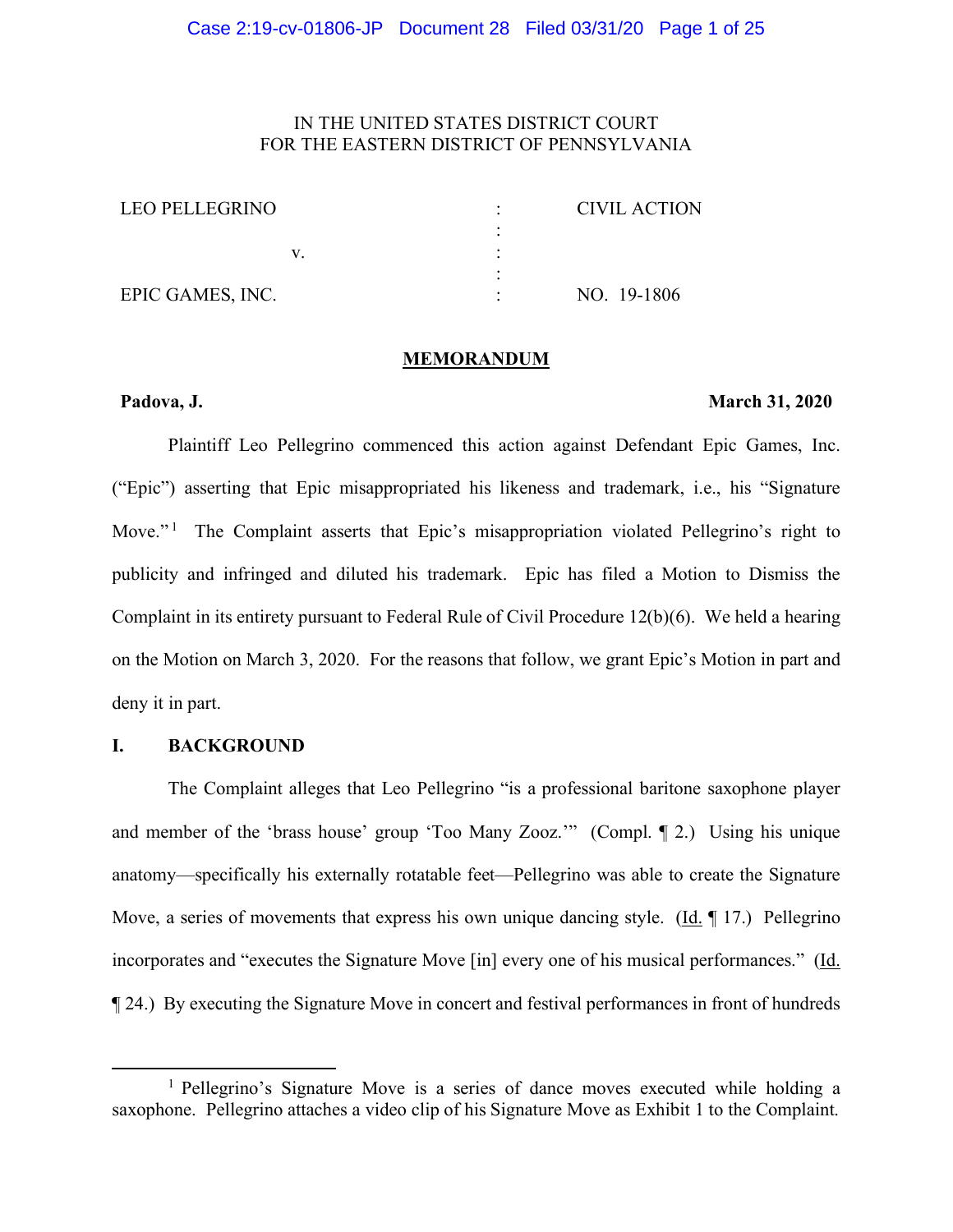IN THE UNITED STATES DISTRICT COURT
FOR THE EASTERN DISTRICT OF PENNSYLVANIA

| | | |
|---|---|---|
| LEO PELLEGRINO | : | CIVIL ACTION |
| | : | |
| v. | : | |
| | : | |
| EPIC GAMES, INC. | : | NO. 19-1806 |

## MEMORANDUM

**Padova, J.** **March 31, 2020**

Plaintiff Leo Pellegrino commenced this action against Defendant Epic Games, Inc. ("Epic") asserting that Epic misappropriated his likeness and trademark, i.e., his "Signature Move."[1] The Complaint asserts that Epic's misappropriation violated Pellegrino's right to publicity and infringed and diluted his trademark. Epic has filed a Motion to Dismiss the Complaint in its entirety pursuant to Federal Rule of Civil Procedure 12(b)(6). We held a hearing on the Motion on March 3, 2020. For the reasons that follow, we grant Epic's Motion in part and deny it in part.

## I. BACKGROUND

The Complaint alleges that Leo Pellegrino "is a professional baritone saxophone player and member of the 'brass house' group 'Too Many Zooz.'" (Compl. ¶ 2.) Using his unique anatomy—specifically his externally rotatable feet—Pellegrino was able to create the Signature Move, a series of movements that express his own unique dancing style. (Id. ¶ 17.) Pellegrino incorporates and "executes the Signature Move [in] every one of his musical performances." (Id. ¶ 24.) By executing the Signature Move in concert and festival performances in front of hundreds

[1] Pellegrino's Signature Move is a series of dance moves executed while holding a saxophone. Pellegrino attaches a video clip of his Signature Move as Exhibit 1 to the Complaint.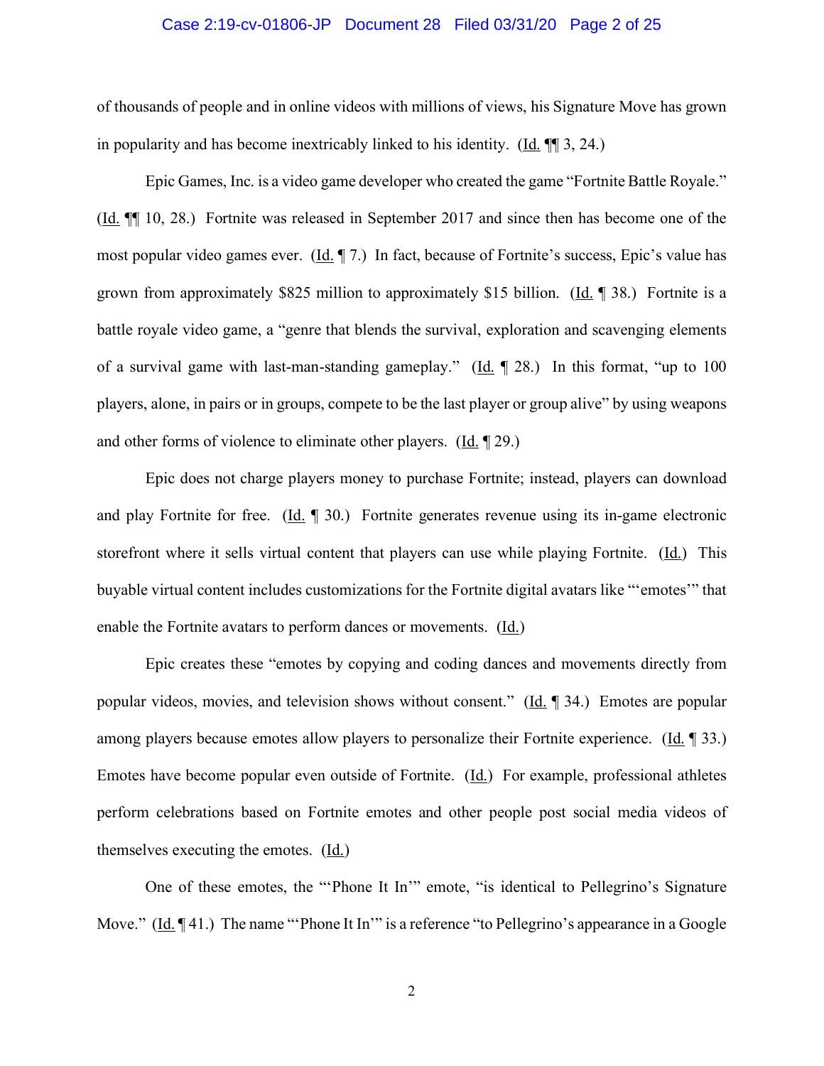of thousands of people and in online videos with millions of views, his Signature Move has grown in popularity and has become inextricably linked to his identity. (Id. ¶¶ 3, 24.)

Epic Games, Inc. is a video game developer who created the game "Fortnite Battle Royale." (Id. ¶¶ 10, 28.) Fortnite was released in September 2017 and since then has become one of the most popular video games ever. (Id. ¶ 7.) In fact, because of Fortnite's success, Epic's value has grown from approximately $825 million to approximately $15 billion. (Id. ¶ 38.) Fortnite is a battle royale video game, a "genre that blends the survival, exploration and scavenging elements of a survival game with last-man-standing gameplay." (Id. ¶ 28.) In this format, "up to 100 players, alone, in pairs or in groups, compete to be the last player or group alive" by using weapons and other forms of violence to eliminate other players. (Id. ¶ 29.)

Epic does not charge players money to purchase Fortnite; instead, players can download and play Fortnite for free. (Id. ¶ 30.) Fortnite generates revenue using its in-game electronic storefront where it sells virtual content that players can use while playing Fortnite. (Id.) This buyable virtual content includes customizations for the Fortnite digital avatars like "'emotes'" that enable the Fortnite avatars to perform dances or movements. (Id.)

Epic creates these "emotes by copying and coding dances and movements directly from popular videos, movies, and television shows without consent." (Id. ¶ 34.) Emotes are popular among players because emotes allow players to personalize their Fortnite experience. (Id. ¶ 33.) Emotes have become popular even outside of Fortnite. (Id.) For example, professional athletes perform celebrations based on Fortnite emotes and other people post social media videos of themselves executing the emotes. (Id.)

One of these emotes, the "'Phone It In'" emote, "is identical to Pellegrino's Signature Move." (Id. ¶ 41.) The name "'Phone It In'" is a reference "to Pellegrino's appearance in a Google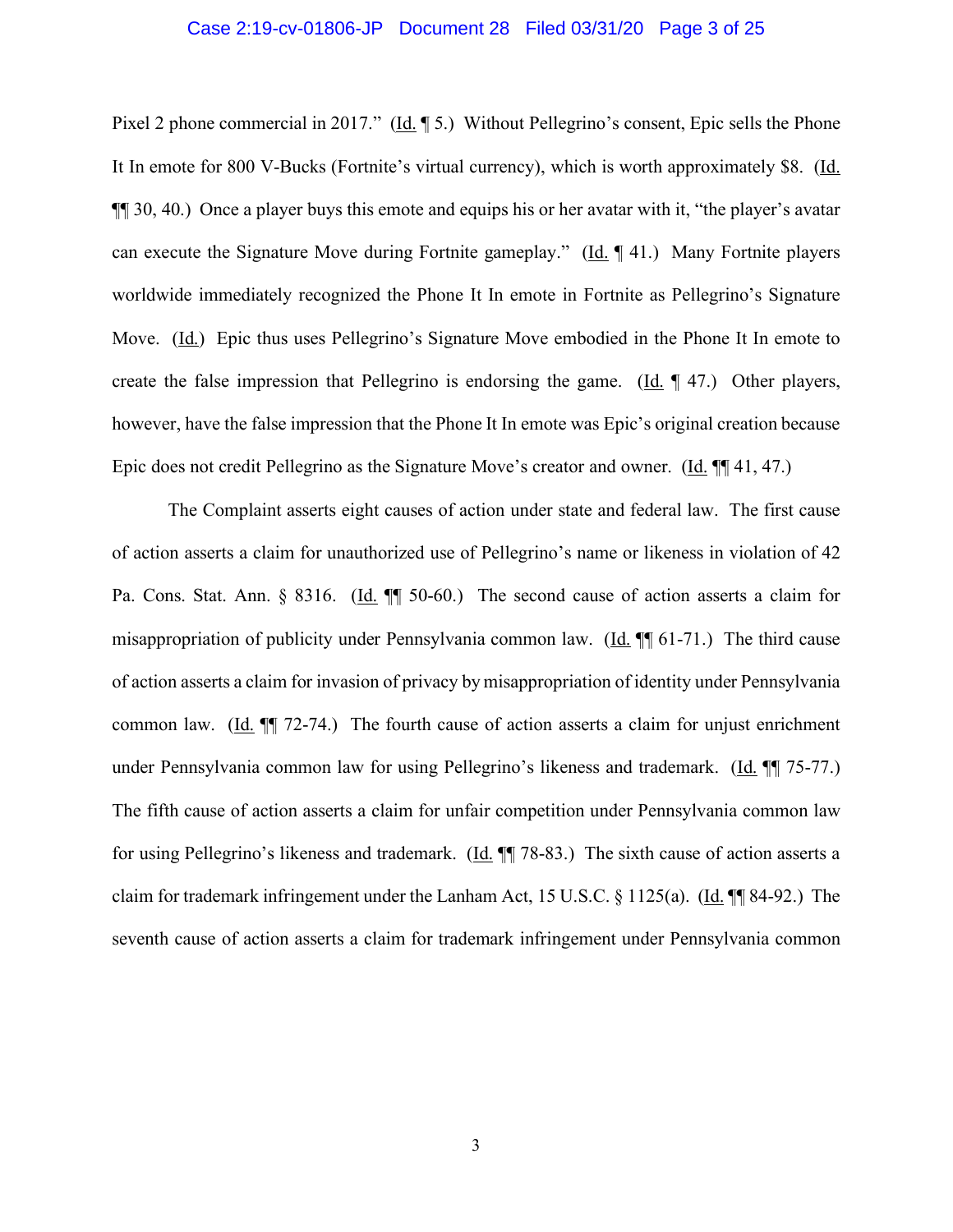Pixel 2 phone commercial in 2017." (Id. ¶ 5.) Without Pellegrino's consent, Epic sells the Phone It In emote for 800 V-Bucks (Fortnite's virtual currency), which is worth approximately $8. (Id. ¶¶ 30, 40.) Once a player buys this emote and equips his or her avatar with it, "the player's avatar can execute the Signature Move during Fortnite gameplay." (Id. ¶ 41.) Many Fortnite players worldwide immediately recognized the Phone It In emote in Fortnite as Pellegrino's Signature Move. (Id.) Epic thus uses Pellegrino's Signature Move embodied in the Phone It In emote to create the false impression that Pellegrino is endorsing the game. (Id. ¶ 47.) Other players, however, have the false impression that the Phone It In emote was Epic's original creation because Epic does not credit Pellegrino as the Signature Move's creator and owner. (Id. ¶¶ 41, 47.)

The Complaint asserts eight causes of action under state and federal law. The first cause of action asserts a claim for unauthorized use of Pellegrino's name or likeness in violation of 42 Pa. Cons. Stat. Ann. § 8316. (Id. ¶¶ 50-60.) The second cause of action asserts a claim for misappropriation of publicity under Pennsylvania common law. (Id. ¶¶ 61-71.) The third cause of action asserts a claim for invasion of privacy by misappropriation of identity under Pennsylvania common law. (Id. ¶¶ 72-74.) The fourth cause of action asserts a claim for unjust enrichment under Pennsylvania common law for using Pellegrino's likeness and trademark. (Id. ¶¶ 75-77.) The fifth cause of action asserts a claim for unfair competition under Pennsylvania common law for using Pellegrino's likeness and trademark. (Id. ¶¶ 78-83.) The sixth cause of action asserts a claim for trademark infringement under the Lanham Act, 15 U.S.C. § 1125(a). (Id. ¶¶ 84-92.) The seventh cause of action asserts a claim for trademark infringement under Pennsylvania common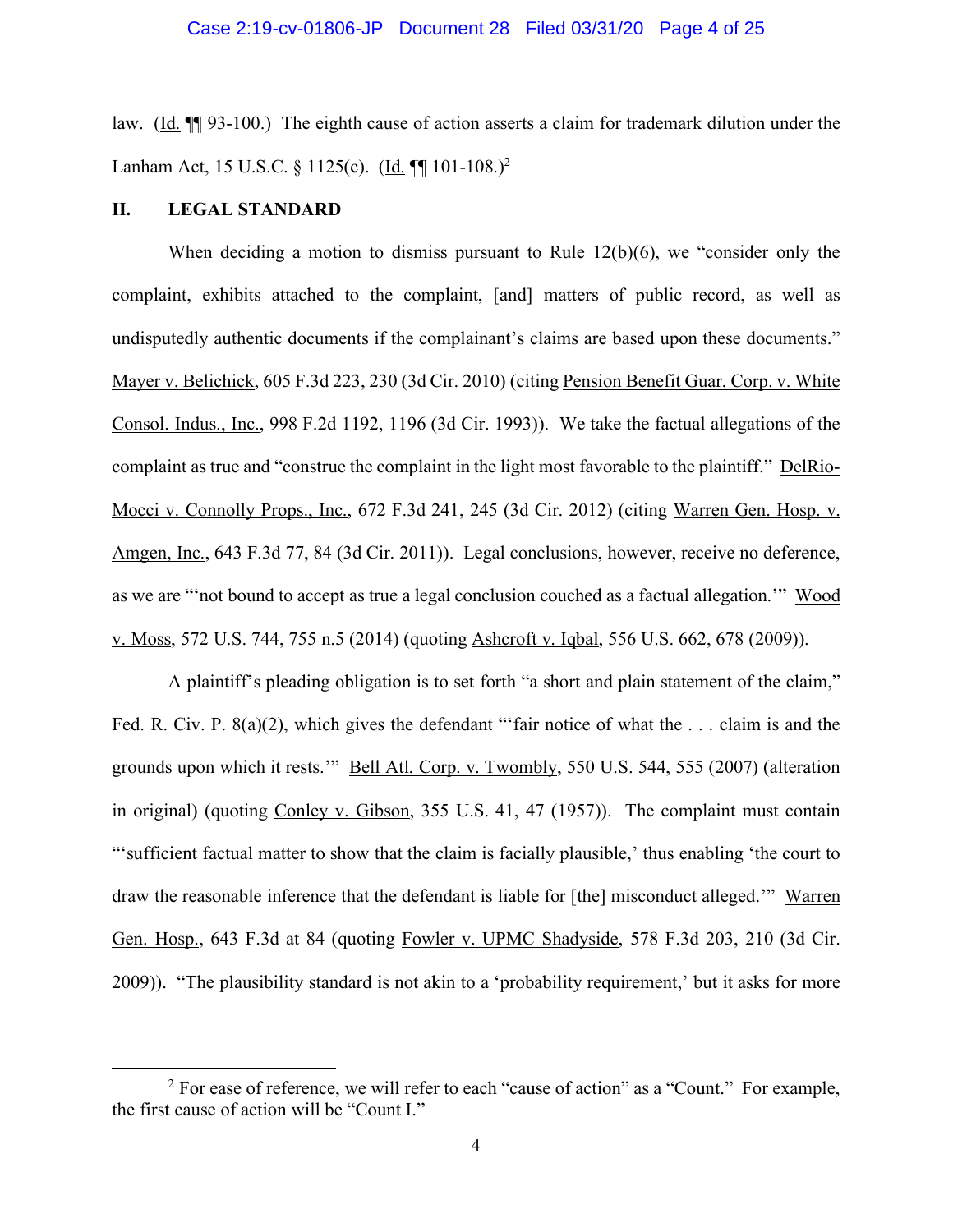law. (Id. ¶¶ 93-100.) The eighth cause of action asserts a claim for trademark dilution under the Lanham Act, 15 U.S.C. § 1125(c). (Id. ¶¶ 101-108.)[2]

## II. LEGAL STANDARD

When deciding a motion to dismiss pursuant to Rule 12(b)(6), we "consider only the complaint, exhibits attached to the complaint, [and] matters of public record, as well as undisputedly authentic documents if the complainant's claims are based upon these documents." Mayer v. Belichick, 605 F.3d 223, 230 (3d Cir. 2010) (citing Pension Benefit Guar. Corp. v. White Consol. Indus., Inc., 998 F.2d 1192, 1196 (3d Cir. 1993)). We take the factual allegations of the complaint as true and "construe the complaint in the light most favorable to the plaintiff." DelRio-Mocci v. Connolly Props., Inc., 672 F.3d 241, 245 (3d Cir. 2012) (citing Warren Gen. Hosp. v. Amgen, Inc., 643 F.3d 77, 84 (3d Cir. 2011)). Legal conclusions, however, receive no deference, as we are "'not bound to accept as true a legal conclusion couched as a factual allegation.'" Wood v. Moss, 572 U.S. 744, 755 n.5 (2014) (quoting Ashcroft v. Iqbal, 556 U.S. 662, 678 (2009)).

A plaintiff's pleading obligation is to set forth "a short and plain statement of the claim," Fed. R. Civ. P. 8(a)(2), which gives the defendant "'fair notice of what the . . . claim is and the grounds upon which it rests.'" Bell Atl. Corp. v. Twombly, 550 U.S. 544, 555 (2007) (alteration in original) (quoting Conley v. Gibson, 355 U.S. 41, 47 (1957)). The complaint must contain "'sufficient factual matter to show that the claim is facially plausible,' thus enabling 'the court to draw the reasonable inference that the defendant is liable for [the] misconduct alleged.'" Warren Gen. Hosp., 643 F.3d at 84 (quoting Fowler v. UPMC Shadyside, 578 F.3d 203, 210 (3d Cir. 2009)). "The plausibility standard is not akin to a 'probability requirement,' but it asks for more

---

[2] For ease of reference, we will refer to each "cause of action" as a "Count." For example, the first cause of action will be "Count I."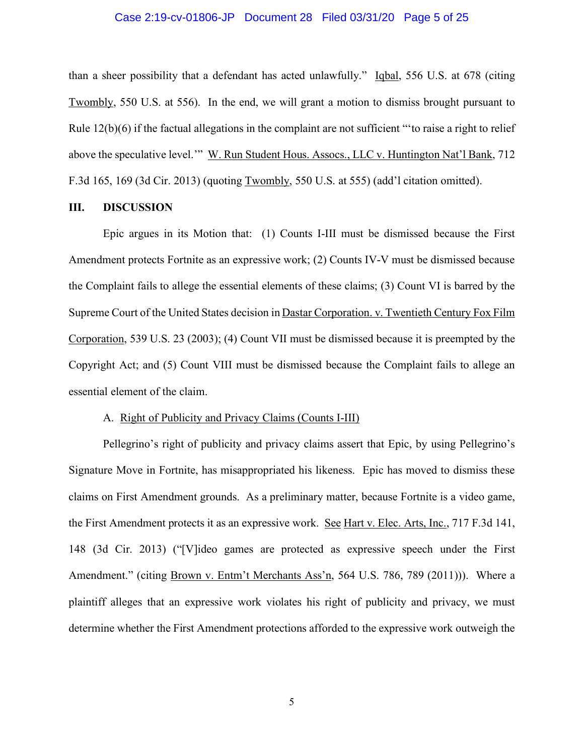than a sheer possibility that a defendant has acted unlawfully." Iqbal, 556 U.S. at 678 (citing Twombly, 550 U.S. at 556). In the end, we will grant a motion to dismiss brought pursuant to Rule 12(b)(6) if the factual allegations in the complaint are not sufficient "'to raise a right to relief above the speculative level.'" W. Run Student Hous. Assocs., LLC v. Huntington Nat'l Bank, 712 F.3d 165, 169 (3d Cir. 2013) (quoting Twombly, 550 U.S. at 555) (add'l citation omitted).

## III. DISCUSSION

Epic argues in its Motion that: (1) Counts I-III must be dismissed because the First Amendment protects Fortnite as an expressive work; (2) Counts IV-V must be dismissed because the Complaint fails to allege the essential elements of these claims; (3) Count VI is barred by the Supreme Court of the United States decision in Dastar Corporation. v. Twentieth Century Fox Film Corporation, 539 U.S. 23 (2003); (4) Count VII must be dismissed because it is preempted by the Copyright Act; and (5) Count VIII must be dismissed because the Complaint fails to allege an essential element of the claim.

### A. Right of Publicity and Privacy Claims (Counts I-III)

Pellegrino's right of publicity and privacy claims assert that Epic, by using Pellegrino's Signature Move in Fortnite, has misappropriated his likeness. Epic has moved to dismiss these claims on First Amendment grounds. As a preliminary matter, because Fortnite is a video game, the First Amendment protects it as an expressive work. See Hart v. Elec. Arts, Inc., 717 F.3d 141, 148 (3d Cir. 2013) ("[V]ideo games are protected as expressive speech under the First Amendment." (citing Brown v. Entm't Merchants Ass'n, 564 U.S. 786, 789 (2011))). Where a plaintiff alleges that an expressive work violates his right of publicity and privacy, we must determine whether the First Amendment protections afforded to the expressive work outweigh the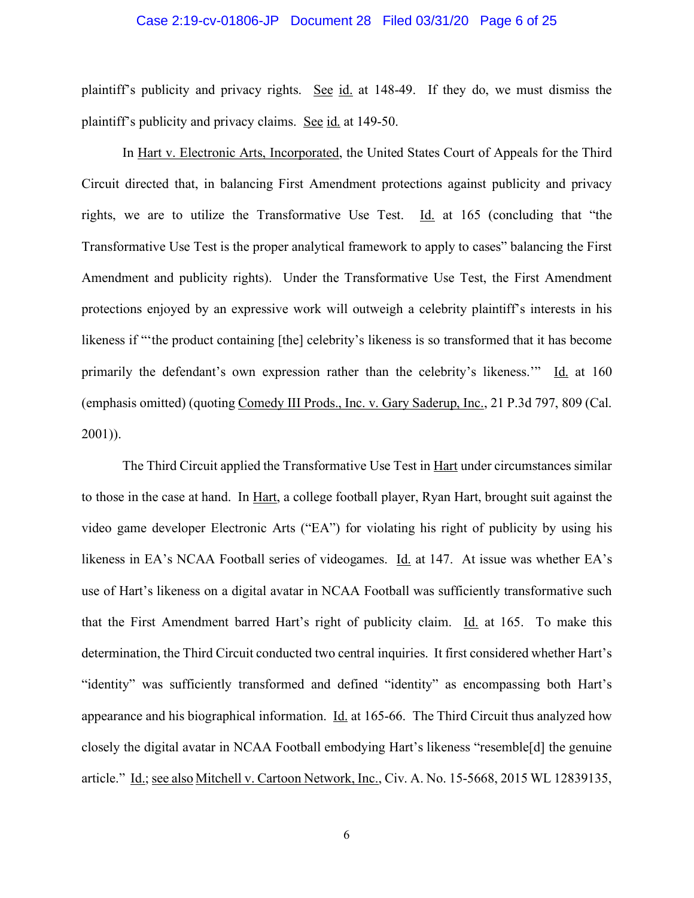plaintiff's publicity and privacy rights. See id. at 148-49. If they do, we must dismiss the plaintiff's publicity and privacy claims. See id. at 149-50.

In Hart v. Electronic Arts, Incorporated, the United States Court of Appeals for the Third Circuit directed that, in balancing First Amendment protections against publicity and privacy rights, we are to utilize the Transformative Use Test. Id. at 165 (concluding that "the Transformative Use Test is the proper analytical framework to apply to cases" balancing the First Amendment and publicity rights). Under the Transformative Use Test, the First Amendment protections enjoyed by an expressive work will outweigh a celebrity plaintiff's interests in his likeness if "'the product containing [the] celebrity's likeness is so transformed that it has become primarily the defendant's own expression rather than the celebrity's likeness.'" Id. at 160 (emphasis omitted) (quoting Comedy III Prods., Inc. v. Gary Saderup, Inc., 21 P.3d 797, 809 (Cal. 2001)).

The Third Circuit applied the Transformative Use Test in Hart under circumstances similar to those in the case at hand. In Hart, a college football player, Ryan Hart, brought suit against the video game developer Electronic Arts ("EA") for violating his right of publicity by using his likeness in EA's NCAA Football series of videogames. Id. at 147. At issue was whether EA's use of Hart's likeness on a digital avatar in NCAA Football was sufficiently transformative such that the First Amendment barred Hart's right of publicity claim. Id. at 165. To make this determination, the Third Circuit conducted two central inquiries. It first considered whether Hart's "identity" was sufficiently transformed and defined "identity" as encompassing both Hart's appearance and his biographical information. Id. at 165-66. The Third Circuit thus analyzed how closely the digital avatar in NCAA Football embodying Hart's likeness "resemble[d] the genuine article." Id.; see also Mitchell v. Cartoon Network, Inc., Civ. A. No. 15-5668, 2015 WL 12839135,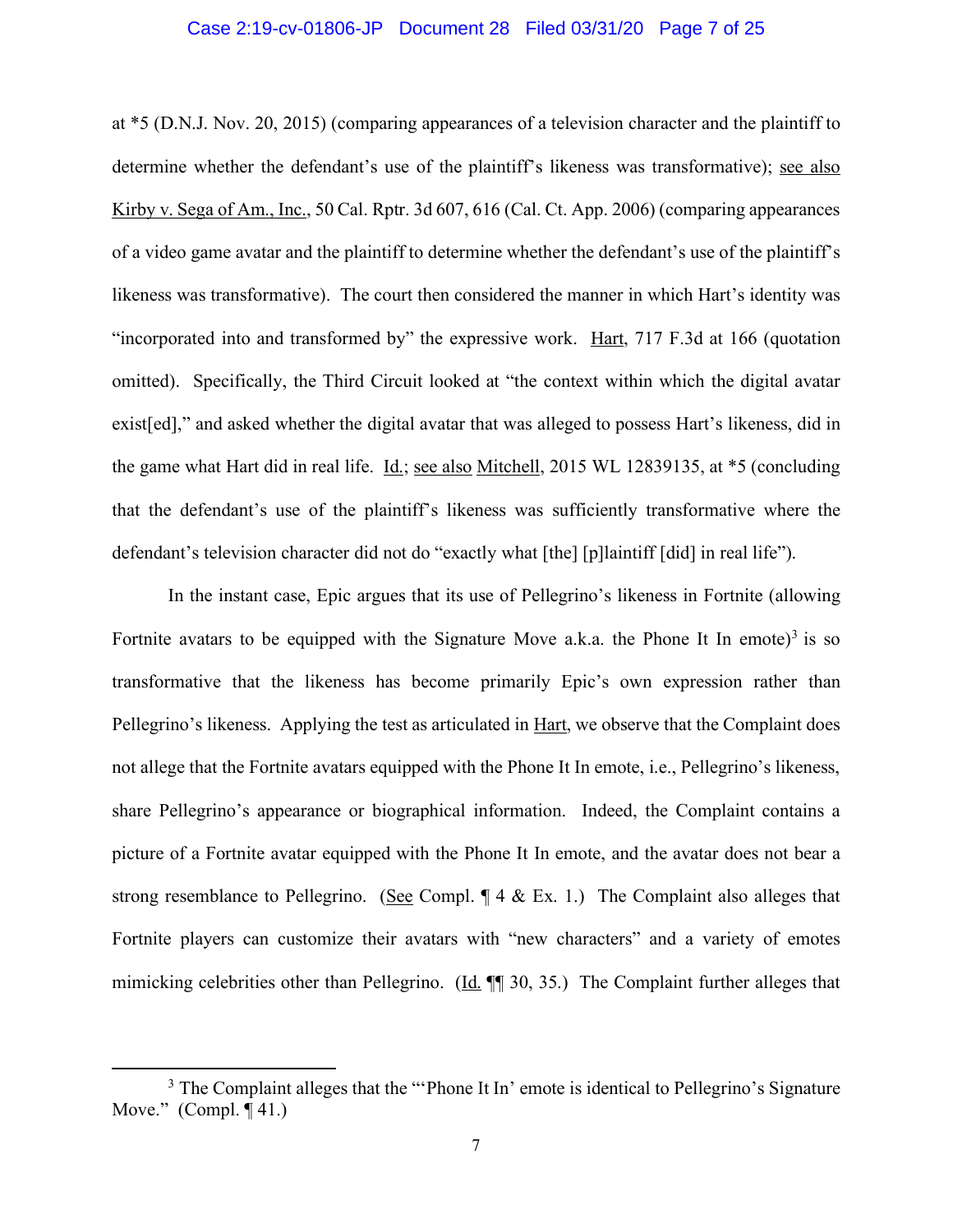at *5 (D.N.J. Nov. 20, 2015) (comparing appearances of a television character and the plaintiff to determine whether the defendant's use of the plaintiff's likeness was transformative); see also Kirby v. Sega of Am., Inc., 50 Cal. Rptr. 3d 607, 616 (Cal. Ct. App. 2006) (comparing appearances of a video game avatar and the plaintiff to determine whether the defendant's use of the plaintiff's likeness was transformative). The court then considered the manner in which Hart's identity was "incorporated into and transformed by" the expressive work. Hart, 717 F.3d at 166 (quotation omitted). Specifically, the Third Circuit looked at "the context within which the digital avatar exist[ed]," and asked whether the digital avatar that was alleged to possess Hart's likeness, did in the game what Hart did in real life. Id.; see also Mitchell, 2015 WL 12839135, at *5 (concluding that the defendant's use of the plaintiff's likeness was sufficiently transformative where the defendant's television character did not do "exactly what [the] [p]laintiff [did] in real life").

In the instant case, Epic argues that its use of Pellegrino's likeness in Fortnite (allowing Fortnite avatars to be equipped with the Signature Move a.k.a. the Phone It In emote)[3] is so transformative that the likeness has become primarily Epic's own expression rather than Pellegrino's likeness. Applying the test as articulated in Hart, we observe that the Complaint does not allege that the Fortnite avatars equipped with the Phone It In emote, i.e., Pellegrino's likeness, share Pellegrino's appearance or biographical information. Indeed, the Complaint contains a picture of a Fortnite avatar equipped with the Phone It In emote, and the avatar does not bear a strong resemblance to Pellegrino. (See Compl. ¶ 4 & Ex. 1.) The Complaint also alleges that Fortnite players can customize their avatars with "new characters" and a variety of emotes mimicking celebrities other than Pellegrino. (Id. ¶¶ 30, 35.) The Complaint further alleges that

---

[3] The Complaint alleges that the "'Phone It In' emote is identical to Pellegrino's Signature Move." (Compl. ¶ 41.)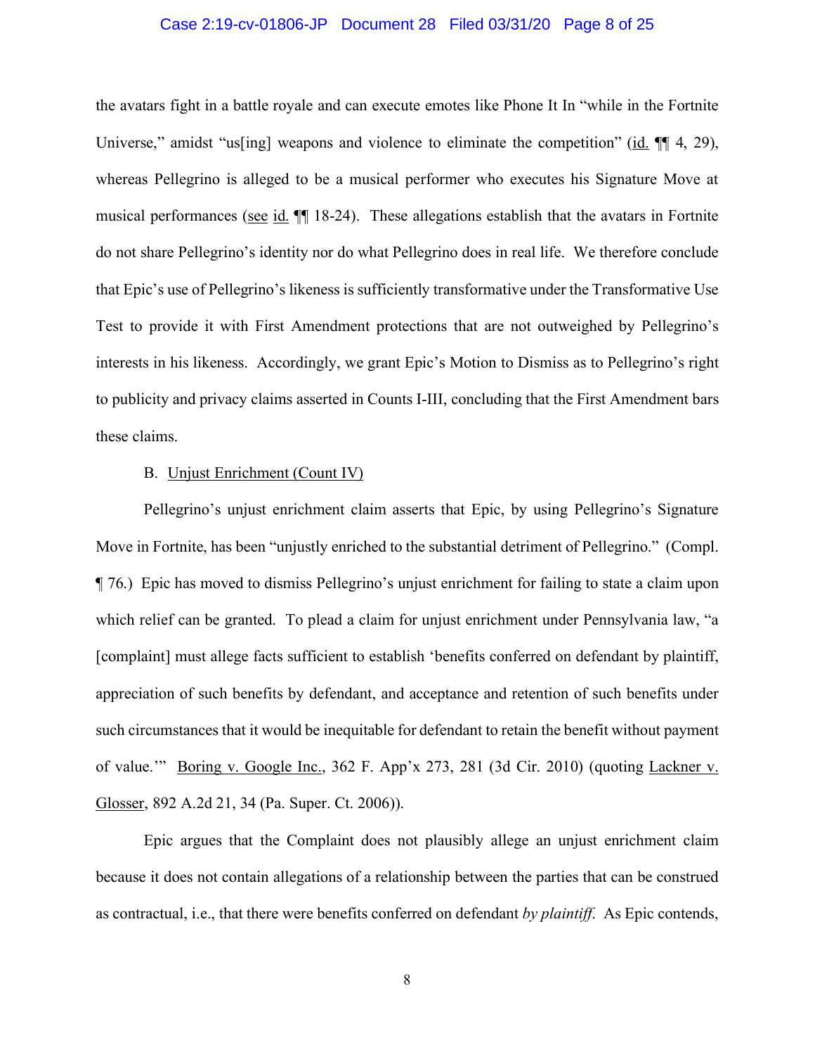the avatars fight in a battle royale and can execute emotes like Phone It In "while in the Fortnite Universe," amidst "us[ing] weapons and violence to eliminate the competition" (id. ¶¶ 4, 29), whereas Pellegrino is alleged to be a musical performer who executes his Signature Move at musical performances (see id. ¶¶ 18-24). These allegations establish that the avatars in Fortnite do not share Pellegrino's identity nor do what Pellegrino does in real life. We therefore conclude that Epic's use of Pellegrino's likeness is sufficiently transformative under the Transformative Use Test to provide it with First Amendment protections that are not outweighed by Pellegrino's interests in his likeness. Accordingly, we grant Epic's Motion to Dismiss as to Pellegrino's right to publicity and privacy claims asserted in Counts I-III, concluding that the First Amendment bars these claims.

B. Unjust Enrichment (Count IV)

Pellegrino's unjust enrichment claim asserts that Epic, by using Pellegrino's Signature Move in Fortnite, has been "unjustly enriched to the substantial detriment of Pellegrino." (Compl. ¶ 76.) Epic has moved to dismiss Pellegrino's unjust enrichment for failing to state a claim upon which relief can be granted. To plead a claim for unjust enrichment under Pennsylvania law, "a [complaint] must allege facts sufficient to establish 'benefits conferred on defendant by plaintiff, appreciation of such benefits by defendant, and acceptance and retention of such benefits under such circumstances that it would be inequitable for defendant to retain the benefit without payment of value.'" Boring v. Google Inc., 362 F. App'x 273, 281 (3d Cir. 2010) (quoting Lackner v. Glosser, 892 A.2d 21, 34 (Pa. Super. Ct. 2006)).

Epic argues that the Complaint does not plausibly allege an unjust enrichment claim because it does not contain allegations of a relationship between the parties that can be construed as contractual, i.e., that there were benefits conferred on defendant *by plaintiff*. As Epic contends,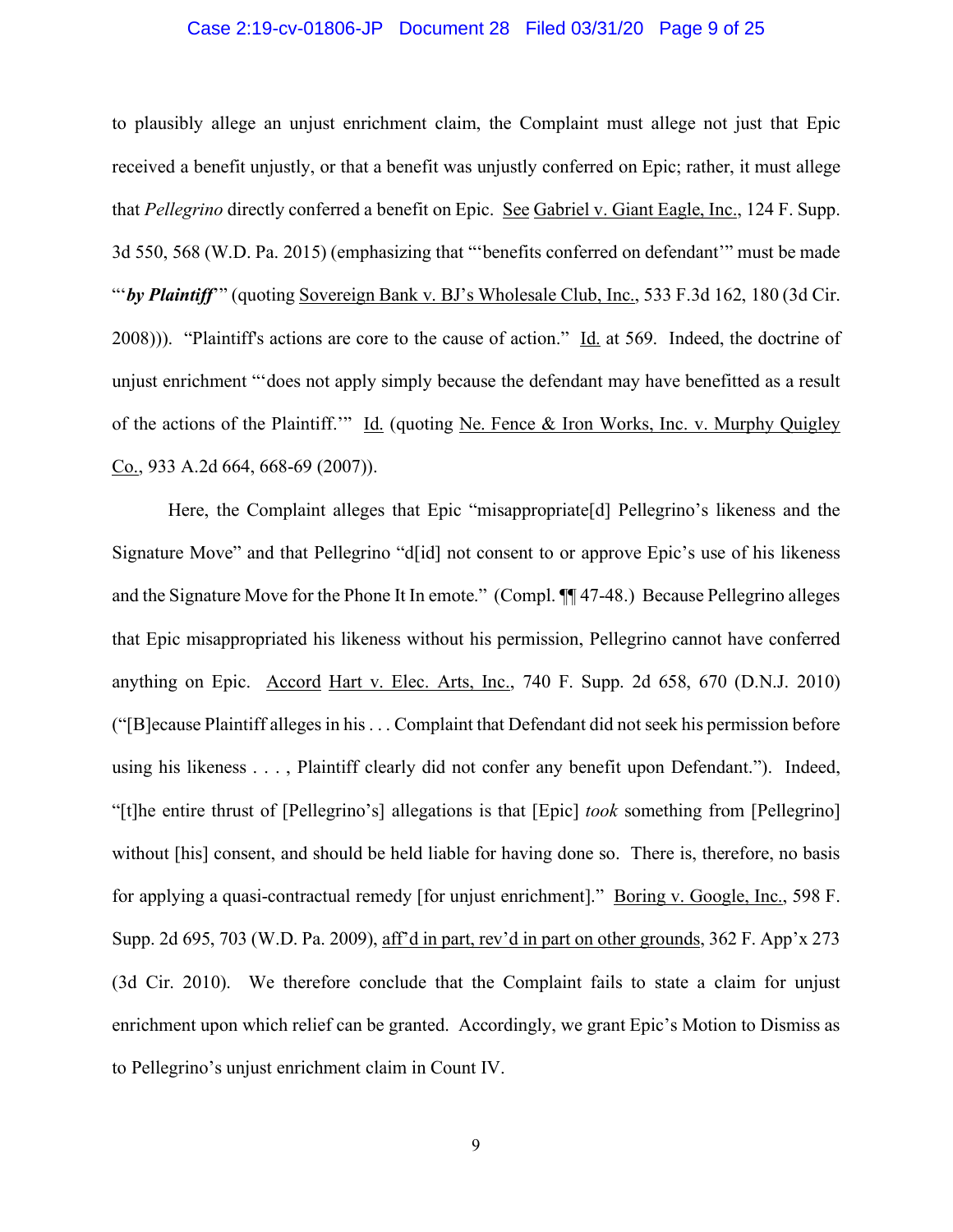to plausibly allege an unjust enrichment claim, the Complaint must allege not just that Epic received a benefit unjustly, or that a benefit was unjustly conferred on Epic; rather, it must allege that *Pellegrino* directly conferred a benefit on Epic. See Gabriel v. Giant Eagle, Inc., 124 F. Supp. 3d 550, 568 (W.D. Pa. 2015) (emphasizing that "'benefits conferred on defendant'" must be made "'***by Plaintiff***'" (quoting Sovereign Bank v. BJ's Wholesale Club, Inc., 533 F.3d 162, 180 (3d Cir. 2008))). "Plaintiff's actions are core to the cause of action." Id. at 569. Indeed, the doctrine of unjust enrichment "'does not apply simply because the defendant may have benefitted as a result of the actions of the Plaintiff.'" Id. (quoting Ne. Fence & Iron Works, Inc. v. Murphy Quigley Co., 933 A.2d 664, 668-69 (2007)).

Here, the Complaint alleges that Epic "misappropriate[d] Pellegrino's likeness and the Signature Move" and that Pellegrino "d[id] not consent to or approve Epic's use of his likeness and the Signature Move for the Phone It In emote." (Compl. ¶¶ 47-48.) Because Pellegrino alleges that Epic misappropriated his likeness without his permission, Pellegrino cannot have conferred anything on Epic. Accord Hart v. Elec. Arts, Inc., 740 F. Supp. 2d 658, 670 (D.N.J. 2010) ("[B]ecause Plaintiff alleges in his . . . Complaint that Defendant did not seek his permission before using his likeness . . . , Plaintiff clearly did not confer any benefit upon Defendant."). Indeed, "[t]he entire thrust of [Pellegrino's] allegations is that [Epic] *took* something from [Pellegrino] without [his] consent, and should be held liable for having done so. There is, therefore, no basis for applying a quasi-contractual remedy [for unjust enrichment]." Boring v. Google, Inc., 598 F. Supp. 2d 695, 703 (W.D. Pa. 2009), aff'd in part, rev'd in part on other grounds, 362 F. App'x 273 (3d Cir. 2010). We therefore conclude that the Complaint fails to state a claim for unjust enrichment upon which relief can be granted. Accordingly, we grant Epic's Motion to Dismiss as to Pellegrino's unjust enrichment claim in Count IV.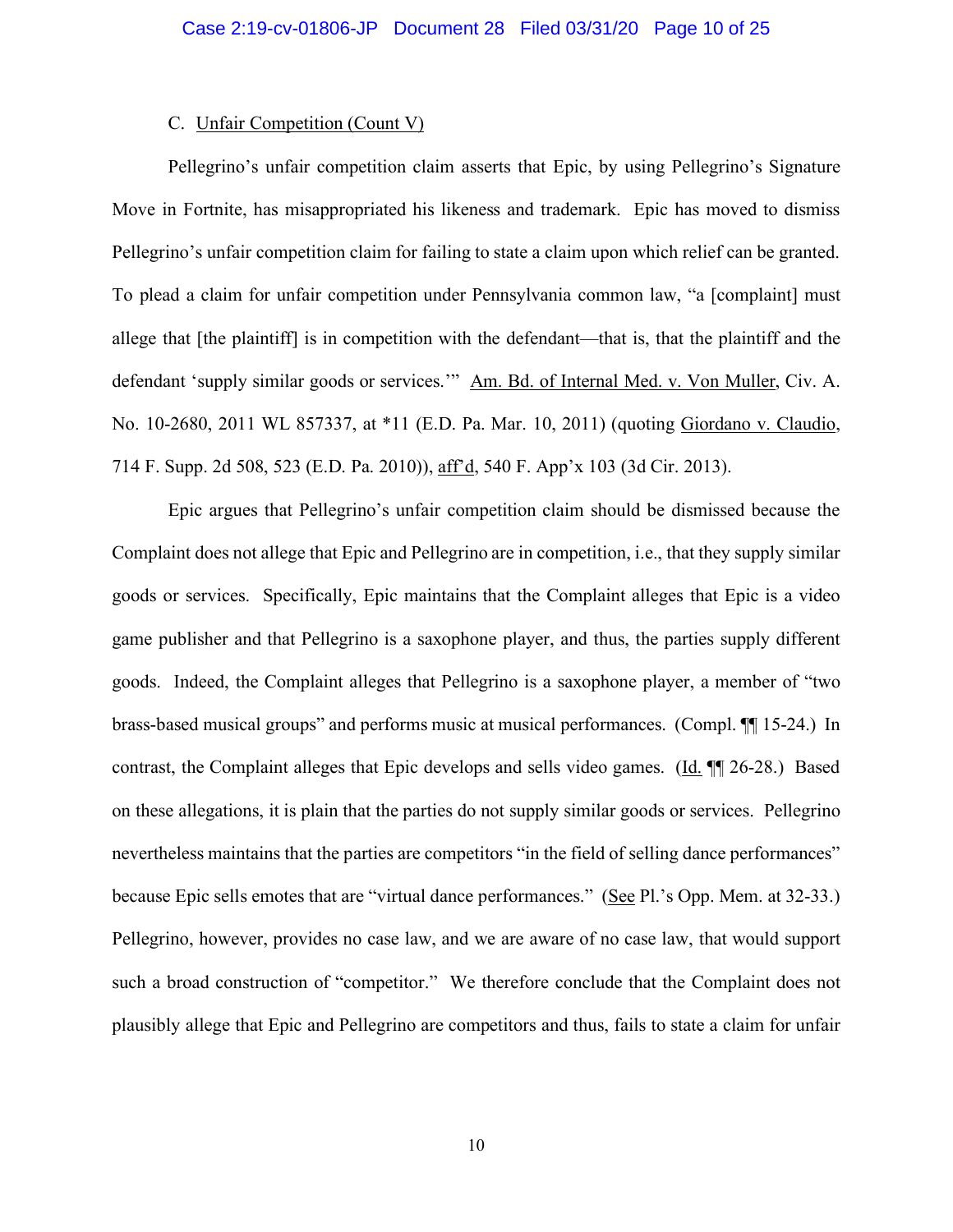### C. Unfair Competition (Count V)

Pellegrino's unfair competition claim asserts that Epic, by using Pellegrino's Signature Move in Fortnite, has misappropriated his likeness and trademark. Epic has moved to dismiss Pellegrino's unfair competition claim for failing to state a claim upon which relief can be granted. To plead a claim for unfair competition under Pennsylvania common law, "a [complaint] must allege that [the plaintiff] is in competition with the defendant—that is, that the plaintiff and the defendant 'supply similar goods or services.'" Am. Bd. of Internal Med. v. Von Muller, Civ. A. No. 10-2680, 2011 WL 857337, at *11 (E.D. Pa. Mar. 10, 2011) (quoting Giordano v. Claudio, 714 F. Supp. 2d 508, 523 (E.D. Pa. 2010)), aff'd, 540 F. App'x 103 (3d Cir. 2013).

Epic argues that Pellegrino's unfair competition claim should be dismissed because the Complaint does not allege that Epic and Pellegrino are in competition, i.e., that they supply similar goods or services. Specifically, Epic maintains that the Complaint alleges that Epic is a video game publisher and that Pellegrino is a saxophone player, and thus, the parties supply different goods. Indeed, the Complaint alleges that Pellegrino is a saxophone player, a member of "two brass-based musical groups" and performs music at musical performances. (Compl. ¶¶ 15-24.) In contrast, the Complaint alleges that Epic develops and sells video games. (Id. ¶¶ 26-28.) Based on these allegations, it is plain that the parties do not supply similar goods or services. Pellegrino nevertheless maintains that the parties are competitors "in the field of selling dance performances" because Epic sells emotes that are "virtual dance performances." (See Pl.'s Opp. Mem. at 32-33.) Pellegrino, however, provides no case law, and we are aware of no case law, that would support such a broad construction of "competitor." We therefore conclude that the Complaint does not plausibly allege that Epic and Pellegrino are competitors and thus, fails to state a claim for unfair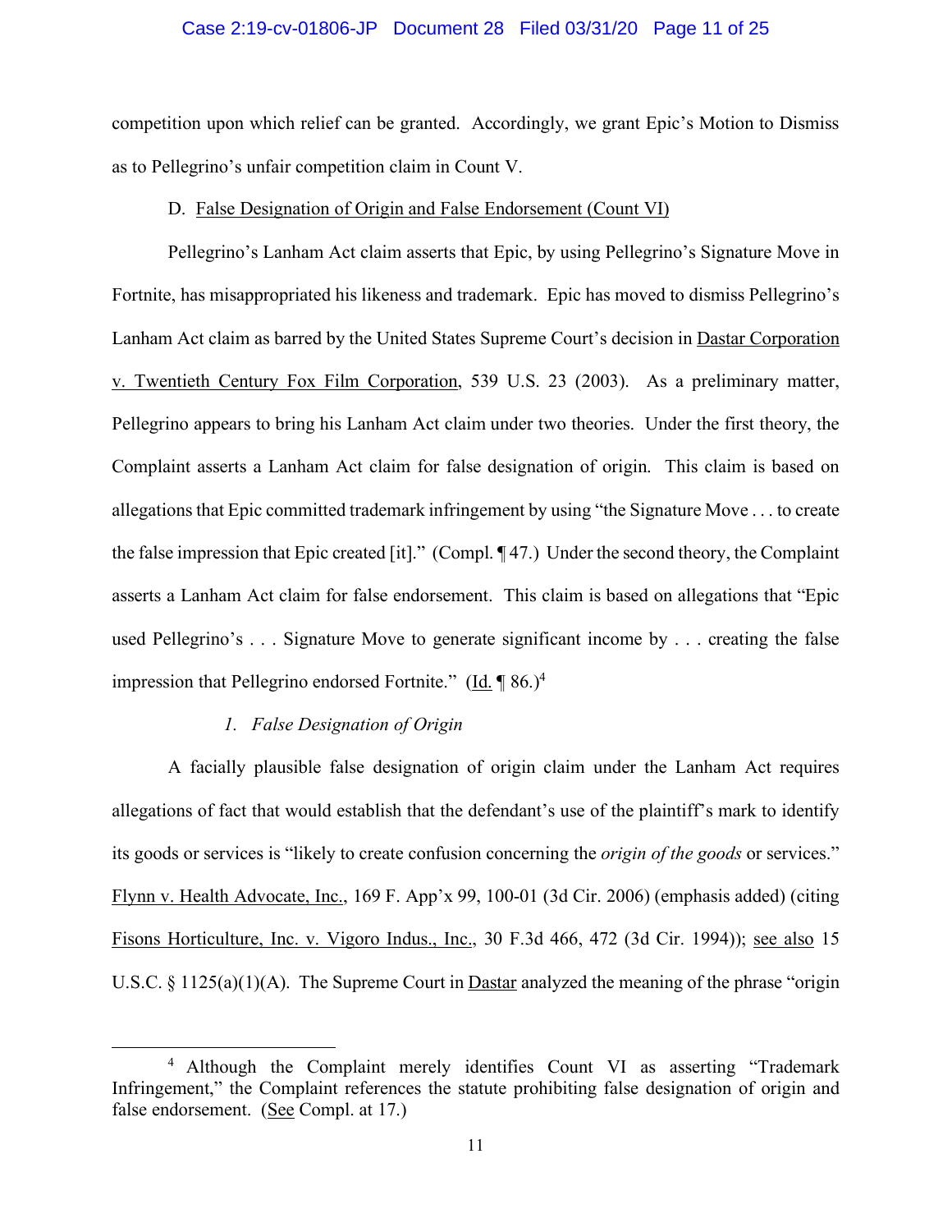competition upon which relief can be granted. Accordingly, we grant Epic's Motion to Dismiss as to Pellegrino's unfair competition claim in Count V.

D. False Designation of Origin and False Endorsement (Count VI)

Pellegrino's Lanham Act claim asserts that Epic, by using Pellegrino's Signature Move in Fortnite, has misappropriated his likeness and trademark. Epic has moved to dismiss Pellegrino's Lanham Act claim as barred by the United States Supreme Court's decision in Dastar Corporation v. Twentieth Century Fox Film Corporation, 539 U.S. 23 (2003). As a preliminary matter, Pellegrino appears to bring his Lanham Act claim under two theories. Under the first theory, the Complaint asserts a Lanham Act claim for false designation of origin. This claim is based on allegations that Epic committed trademark infringement by using "the Signature Move . . . to create the false impression that Epic created [it]." (Compl. ¶ 47.) Under the second theory, the Complaint asserts a Lanham Act claim for false endorsement. This claim is based on allegations that "Epic used Pellegrino's . . . Signature Move to generate significant income by . . . creating the false impression that Pellegrino endorsed Fortnite." (Id. ¶ 86.)[4]

*1. False Designation of Origin*

A facially plausible false designation of origin claim under the Lanham Act requires allegations of fact that would establish that the defendant's use of the plaintiff's mark to identify its goods or services is "likely to create confusion concerning the *origin of the goods* or services." Flynn v. Health Advocate, Inc., 169 F. App'x 99, 100-01 (3d Cir. 2006) (emphasis added) (citing Fisons Horticulture, Inc. v. Vigoro Indus., Inc., 30 F.3d 466, 472 (3d Cir. 1994)); see also 15 U.S.C. § 1125(a)(1)(A). The Supreme Court in Dastar analyzed the meaning of the phrase "origin

[4] Although the Complaint merely identifies Count VI as asserting "Trademark Infringement," the Complaint references the statute prohibiting false designation of origin and false endorsement. (See Compl. at 17.)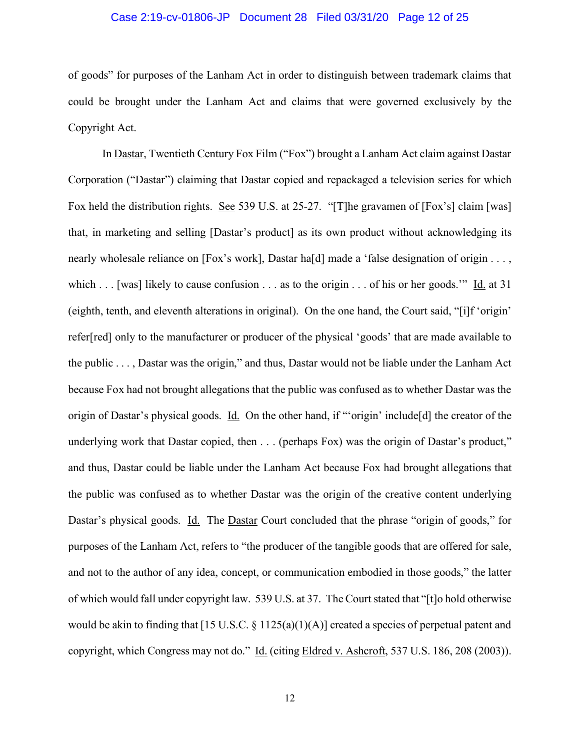of goods" for purposes of the Lanham Act in order to distinguish between trademark claims that could be brought under the Lanham Act and claims that were governed exclusively by the Copyright Act.

In Dastar, Twentieth Century Fox Film ("Fox") brought a Lanham Act claim against Dastar Corporation ("Dastar") claiming that Dastar copied and repackaged a television series for which Fox held the distribution rights. See 539 U.S. at 25-27. "[T]he gravamen of [Fox's] claim [was] that, in marketing and selling [Dastar's product] as its own product without acknowledging its nearly wholesale reliance on [Fox's work], Dastar ha[d] made a 'false designation of origin . . . , which . . . [was] likely to cause confusion . . . as to the origin . . . of his or her goods.'" Id. at 31 (eighth, tenth, and eleventh alterations in original). On the one hand, the Court said, "[i]f 'origin' refer[red] only to the manufacturer or producer of the physical 'goods' that are made available to the public . . . , Dastar was the origin," and thus, Dastar would not be liable under the Lanham Act because Fox had not brought allegations that the public was confused as to whether Dastar was the origin of Dastar's physical goods. Id. On the other hand, if "'origin' include[d] the creator of the underlying work that Dastar copied, then . . . (perhaps Fox) was the origin of Dastar's product," and thus, Dastar could be liable under the Lanham Act because Fox had brought allegations that the public was confused as to whether Dastar was the origin of the creative content underlying Dastar's physical goods. Id. The Dastar Court concluded that the phrase "origin of goods," for purposes of the Lanham Act, refers to "the producer of the tangible goods that are offered for sale, and not to the author of any idea, concept, or communication embodied in those goods," the latter of which would fall under copyright law. 539 U.S. at 37. The Court stated that "[t]o hold otherwise would be akin to finding that [15 U.S.C. § 1125(a)(1)(A)] created a species of perpetual patent and copyright, which Congress may not do." Id. (citing Eldred v. Ashcroft, 537 U.S. 186, 208 (2003)).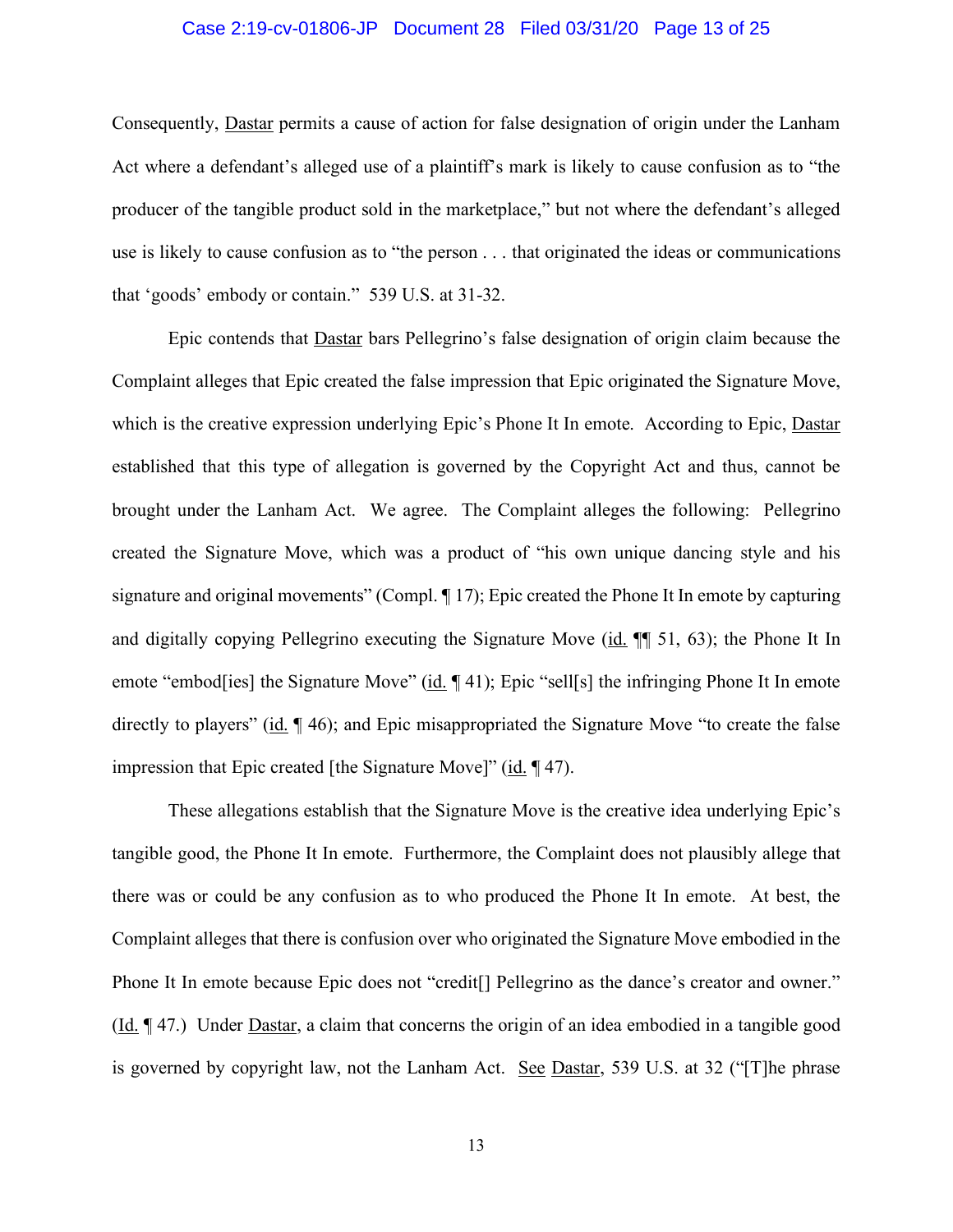Consequently, Dastar permits a cause of action for false designation of origin under the Lanham Act where a defendant's alleged use of a plaintiff's mark is likely to cause confusion as to "the producer of the tangible product sold in the marketplace," but not where the defendant's alleged use is likely to cause confusion as to "the person . . . that originated the ideas or communications that 'goods' embody or contain." 539 U.S. at 31-32.

Epic contends that Dastar bars Pellegrino's false designation of origin claim because the Complaint alleges that Epic created the false impression that Epic originated the Signature Move, which is the creative expression underlying Epic's Phone It In emote. According to Epic, Dastar established that this type of allegation is governed by the Copyright Act and thus, cannot be brought under the Lanham Act. We agree. The Complaint alleges the following: Pellegrino created the Signature Move, which was a product of "his own unique dancing style and his signature and original movements" (Compl. ¶ 17); Epic created the Phone It In emote by capturing and digitally copying Pellegrino executing the Signature Move (id. ¶¶ 51, 63); the Phone It In emote "embod[ies] the Signature Move" (id. ¶ 41); Epic "sell[s] the infringing Phone It In emote directly to players" (id. ¶ 46); and Epic misappropriated the Signature Move "to create the false impression that Epic created [the Signature Move]" (id. ¶ 47).

These allegations establish that the Signature Move is the creative idea underlying Epic's tangible good, the Phone It In emote. Furthermore, the Complaint does not plausibly allege that there was or could be any confusion as to who produced the Phone It In emote. At best, the Complaint alleges that there is confusion over who originated the Signature Move embodied in the Phone It In emote because Epic does not "credit[] Pellegrino as the dance's creator and owner." (Id. ¶ 47.) Under Dastar, a claim that concerns the origin of an idea embodied in a tangible good is governed by copyright law, not the Lanham Act. See Dastar, 539 U.S. at 32 ("[T]he phrase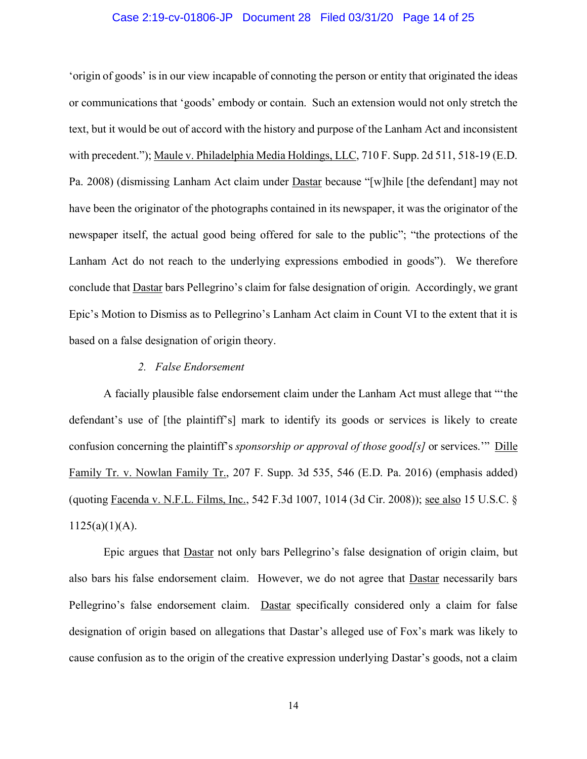'origin of goods' is in our view incapable of connoting the person or entity that originated the ideas or communications that 'goods' embody or contain. Such an extension would not only stretch the text, but it would be out of accord with the history and purpose of the Lanham Act and inconsistent with precedent."); Maule v. Philadelphia Media Holdings, LLC, 710 F. Supp. 2d 511, 518-19 (E.D. Pa. 2008) (dismissing Lanham Act claim under Dastar because "[w]hile [the defendant] may not have been the originator of the photographs contained in its newspaper, it was the originator of the newspaper itself, the actual good being offered for sale to the public"; "the protections of the Lanham Act do not reach to the underlying expressions embodied in goods"). We therefore conclude that Dastar bars Pellegrino's claim for false designation of origin. Accordingly, we grant Epic's Motion to Dismiss as to Pellegrino's Lanham Act claim in Count VI to the extent that it is based on a false designation of origin theory.

### 2. *False Endorsement*

A facially plausible false endorsement claim under the Lanham Act must allege that "'the defendant's use of [the plaintiff's] mark to identify its goods or services is likely to create confusion concerning the plaintiff's *sponsorship or approval of those good[s]* or services.'" Dille Family Tr. v. Nowlan Family Tr., 207 F. Supp. 3d 535, 546 (E.D. Pa. 2016) (emphasis added) (quoting Facenda v. N.F.L. Films, Inc., 542 F.3d 1007, 1014 (3d Cir. 2008)); see also 15 U.S.C. § 1125(a)(1)(A).

Epic argues that Dastar not only bars Pellegrino's false designation of origin claim, but also bars his false endorsement claim. However, we do not agree that Dastar necessarily bars Pellegrino's false endorsement claim. Dastar specifically considered only a claim for false designation of origin based on allegations that Dastar's alleged use of Fox's mark was likely to cause confusion as to the origin of the creative expression underlying Dastar's goods, not a claim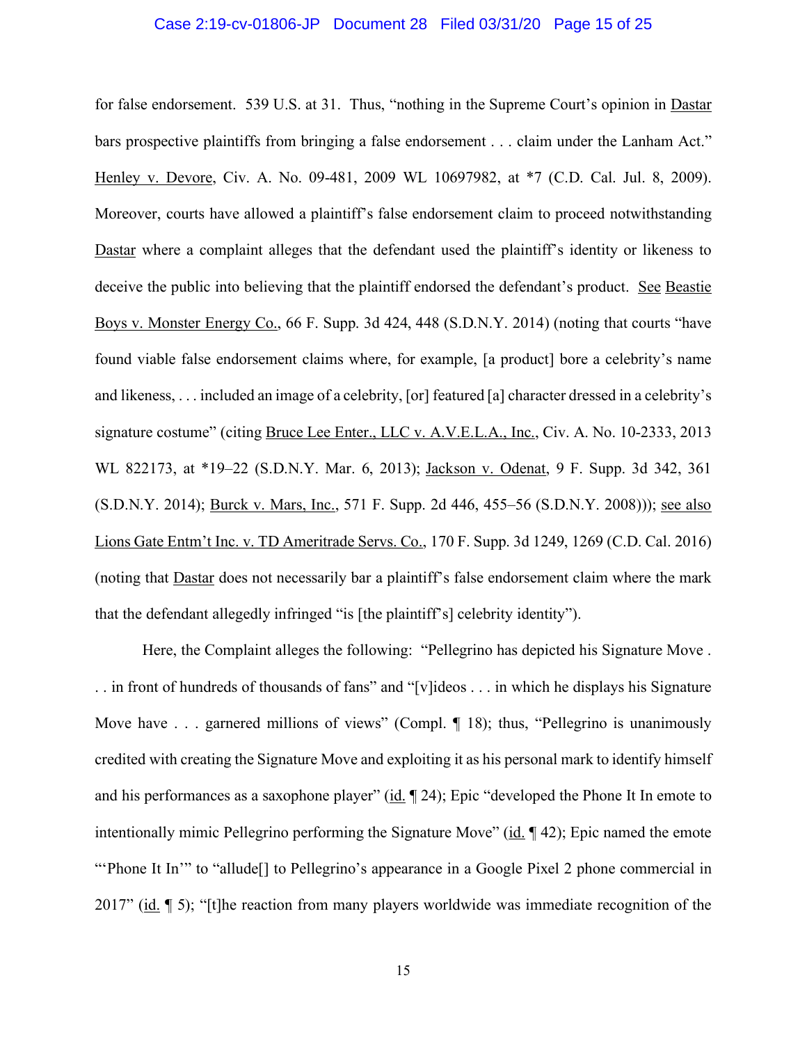for false endorsement. 539 U.S. at 31. Thus, "nothing in the Supreme Court's opinion in Dastar bars prospective plaintiffs from bringing a false endorsement . . . claim under the Lanham Act." Henley v. Devore, Civ. A. No. 09-481, 2009 WL 10697982, at *7 (C.D. Cal. Jul. 8, 2009). Moreover, courts have allowed a plaintiff's false endorsement claim to proceed notwithstanding Dastar where a complaint alleges that the defendant used the plaintiff's identity or likeness to deceive the public into believing that the plaintiff endorsed the defendant's product. See Beastie Boys v. Monster Energy Co., 66 F. Supp. 3d 424, 448 (S.D.N.Y. 2014) (noting that courts "have found viable false endorsement claims where, for example, [a product] bore a celebrity's name and likeness, . . . included an image of a celebrity, [or] featured [a] character dressed in a celebrity's signature costume" (citing Bruce Lee Enter., LLC v. A.V.E.L.A., Inc., Civ. A. No. 10-2333, 2013 WL 822173, at *19–22 (S.D.N.Y. Mar. 6, 2013); Jackson v. Odenat, 9 F. Supp. 3d 342, 361 (S.D.N.Y. 2014); Burck v. Mars, Inc., 571 F. Supp. 2d 446, 455–56 (S.D.N.Y. 2008))); see also Lions Gate Entm't Inc. v. TD Ameritrade Servs. Co., 170 F. Supp. 3d 1249, 1269 (C.D. Cal. 2016) (noting that Dastar does not necessarily bar a plaintiff's false endorsement claim where the mark that the defendant allegedly infringed "is [the plaintiff's] celebrity identity").

Here, the Complaint alleges the following: "Pellegrino has depicted his Signature Move . . . in front of hundreds of thousands of fans" and "[v]ideos . . . in which he displays his Signature Move have . . . garnered millions of views" (Compl. ¶ 18); thus, "Pellegrino is unanimously credited with creating the Signature Move and exploiting it as his personal mark to identify himself and his performances as a saxophone player" (id. ¶ 24); Epic "developed the Phone It In emote to intentionally mimic Pellegrino performing the Signature Move" (id. ¶ 42); Epic named the emote "'Phone It In'" to "allude[] to Pellegrino's appearance in a Google Pixel 2 phone commercial in 2017" (id. ¶ 5); "[t]he reaction from many players worldwide was immediate recognition of the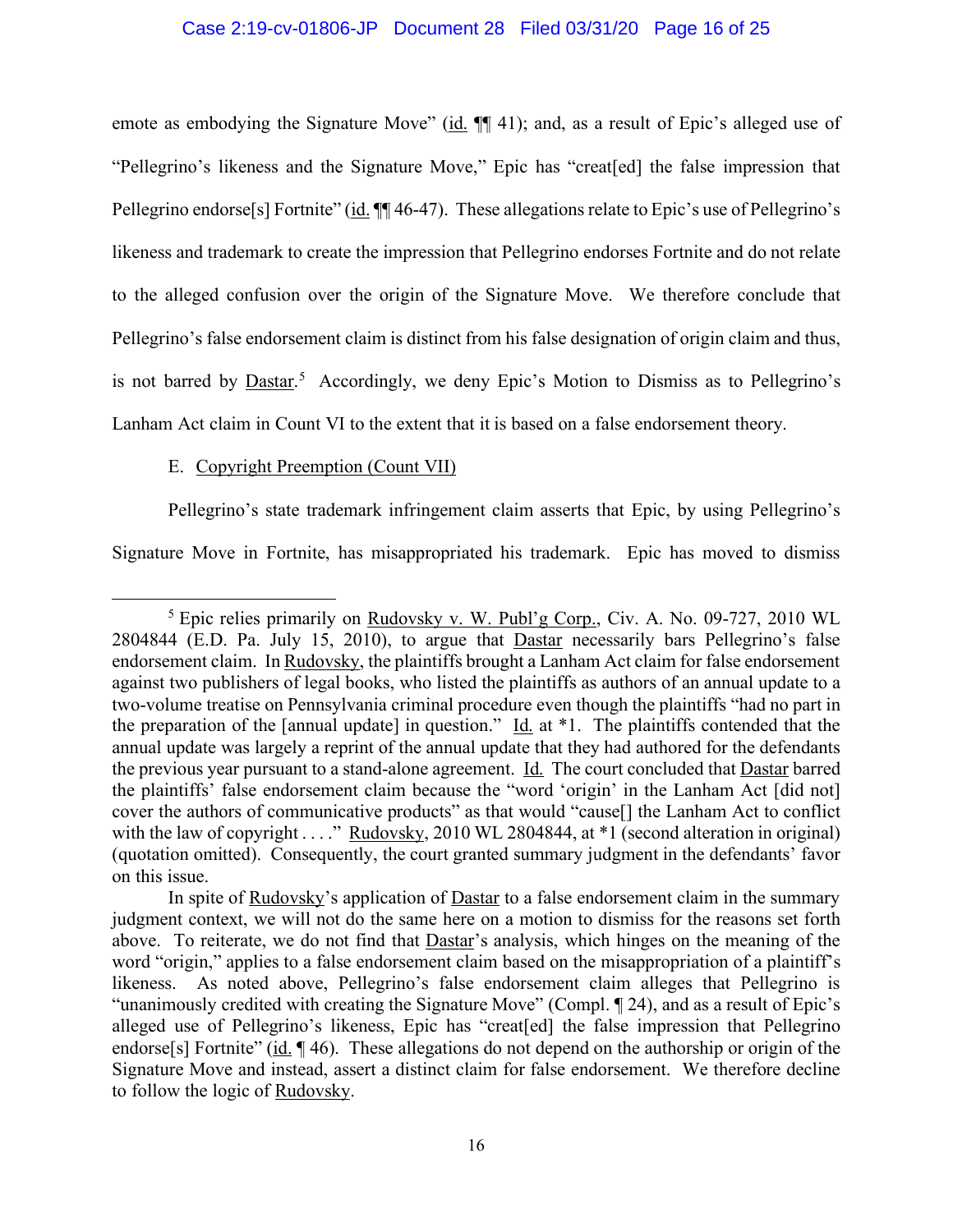emote as embodying the Signature Move" (id. ¶¶ 41); and, as a result of Epic's alleged use of "Pellegrino's likeness and the Signature Move," Epic has "creat[ed] the false impression that Pellegrino endorse[s] Fortnite" (id. ¶¶ 46-47). These allegations relate to Epic's use of Pellegrino's likeness and trademark to create the impression that Pellegrino endorses Fortnite and do not relate to the alleged confusion over the origin of the Signature Move. We therefore conclude that Pellegrino's false endorsement claim is distinct from his false designation of origin claim and thus, is not barred by Dastar.[5] Accordingly, we deny Epic's Motion to Dismiss as to Pellegrino's Lanham Act claim in Count VI to the extent that it is based on a false endorsement theory.

E. Copyright Preemption (Count VII)

Pellegrino's state trademark infringement claim asserts that Epic, by using Pellegrino's Signature Move in Fortnite, has misappropriated his trademark. Epic has moved to dismiss

---

[5] Epic relies primarily on Rudovsky v. W. Publ'g Corp., Civ. A. No. 09-727, 2010 WL 2804844 (E.D. Pa. July 15, 2010), to argue that Dastar necessarily bars Pellegrino's false endorsement claim. In Rudovsky, the plaintiffs brought a Lanham Act claim for false endorsement against two publishers of legal books, who listed the plaintiffs as authors of an annual update to a two-volume treatise on Pennsylvania criminal procedure even though the plaintiffs "had no part in the preparation of the [annual update] in question." Id. at *1. The plaintiffs contended that the annual update was largely a reprint of the annual update that they had authored for the defendants the previous year pursuant to a stand-alone agreement. Id. The court concluded that Dastar barred the plaintiffs' false endorsement claim because the "word 'origin' in the Lanham Act [did not] cover the authors of communicative products" as that would "cause[] the Lanham Act to conflict with the law of copyright . . . ." Rudovsky, 2010 WL 2804844, at *1 (second alteration in original) (quotation omitted). Consequently, the court granted summary judgment in the defendants' favor on this issue.

In spite of Rudovsky's application of Dastar to a false endorsement claim in the summary judgment context, we will not do the same here on a motion to dismiss for the reasons set forth above. To reiterate, we do not find that Dastar's analysis, which hinges on the meaning of the word "origin," applies to a false endorsement claim based on the misappropriation of a plaintiff's likeness. As noted above, Pellegrino's false endorsement claim alleges that Pellegrino is "unanimously credited with creating the Signature Move" (Compl. ¶ 24), and as a result of Epic's alleged use of Pellegrino's likeness, Epic has "creat[ed] the false impression that Pellegrino endorse[s] Fortnite" (id. ¶ 46). These allegations do not depend on the authorship or origin of the Signature Move and instead, assert a distinct claim for false endorsement. We therefore decline to follow the logic of Rudovsky.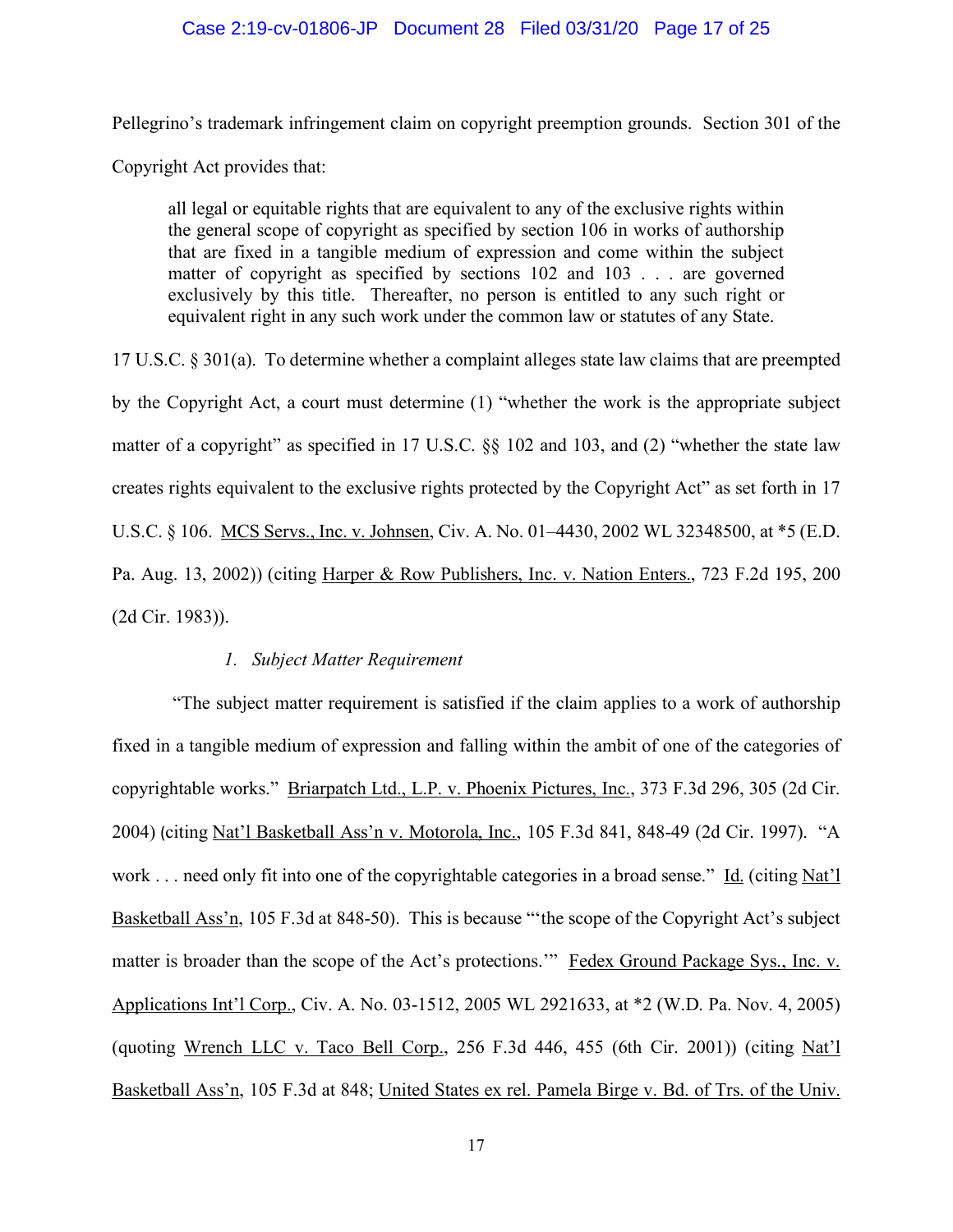Pellegrino's trademark infringement claim on copyright preemption grounds. Section 301 of the Copyright Act provides that:

> all legal or equitable rights that are equivalent to any of the exclusive rights within the general scope of copyright as specified by section 106 in works of authorship that are fixed in a tangible medium of expression and come within the subject matter of copyright as specified by sections 102 and 103 . . . are governed exclusively by this title. Thereafter, no person is entitled to any such right or equivalent right in any such work under the common law or statutes of any State.

17 U.S.C. § 301(a). To determine whether a complaint alleges state law claims that are preempted by the Copyright Act, a court must determine (1) "whether the work is the appropriate subject matter of a copyright" as specified in 17 U.S.C. §§ 102 and 103, and (2) "whether the state law creates rights equivalent to the exclusive rights protected by the Copyright Act" as set forth in 17 U.S.C. § 106. MCS Servs., Inc. v. Johnsen, Civ. A. No. 01–4430, 2002 WL 32348500, at *5 (E.D. Pa. Aug. 13, 2002)) (citing Harper & Row Publishers, Inc. v. Nation Enters., 723 F.2d 195, 200 (2d Cir. 1983)).

*1. Subject Matter Requirement*

"The subject matter requirement is satisfied if the claim applies to a work of authorship fixed in a tangible medium of expression and falling within the ambit of one of the categories of copyrightable works." Briarpatch Ltd., L.P. v. Phoenix Pictures, Inc., 373 F.3d 296, 305 (2d Cir. 2004) (citing Nat'l Basketball Ass'n v. Motorola, Inc., 105 F.3d 841, 848-49 (2d Cir. 1997). "A work . . . need only fit into one of the copyrightable categories in a broad sense." Id. (citing Nat'l Basketball Ass'n, 105 F.3d at 848-50). This is because "'the scope of the Copyright Act's subject matter is broader than the scope of the Act's protections.'" Fedex Ground Package Sys., Inc. v. Applications Int'l Corp., Civ. A. No. 03-1512, 2005 WL 2921633, at *2 (W.D. Pa. Nov. 4, 2005) (quoting Wrench LLC v. Taco Bell Corp., 256 F.3d 446, 455 (6th Cir. 2001)) (citing Nat'l Basketball Ass'n, 105 F.3d at 848; United States ex rel. Pamela Birge v. Bd. of Trs. of the Univ.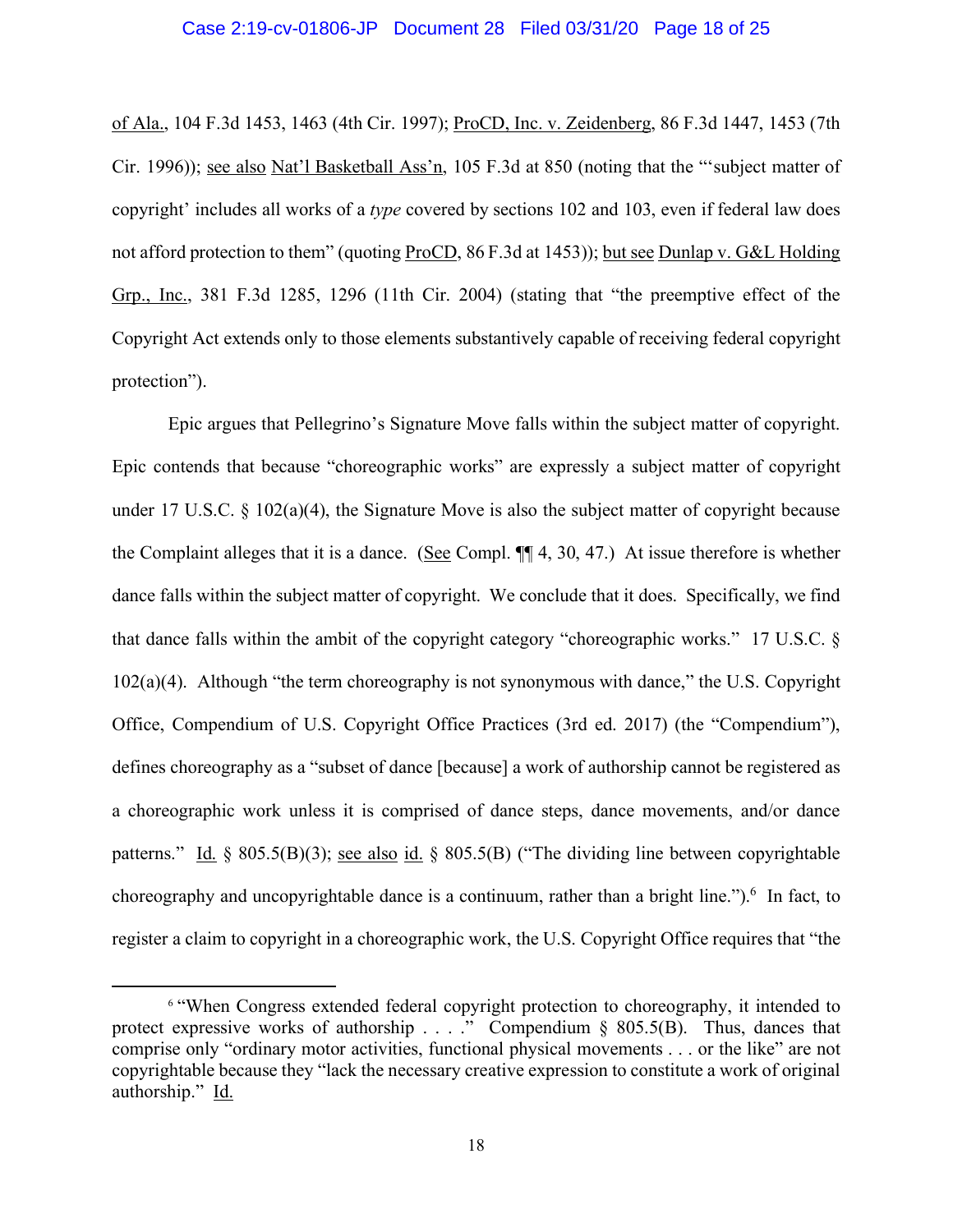of Ala., 104 F.3d 1453, 1463 (4th Cir. 1997); ProCD, Inc. v. Zeidenberg, 86 F.3d 1447, 1453 (7th Cir. 1996)); see also Nat'l Basketball Ass'n, 105 F.3d at 850 (noting that the "'subject matter of copyright' includes all works of a *type* covered by sections 102 and 103, even if federal law does not afford protection to them" (quoting ProCD, 86 F.3d at 1453)); but see Dunlap v. G&L Holding Grp., Inc., 381 F.3d 1285, 1296 (11th Cir. 2004) (stating that "the preemptive effect of the Copyright Act extends only to those elements substantively capable of receiving federal copyright protection").

Epic argues that Pellegrino's Signature Move falls within the subject matter of copyright. Epic contends that because "choreographic works" are expressly a subject matter of copyright under 17 U.S.C. § 102(a)(4), the Signature Move is also the subject matter of copyright because the Complaint alleges that it is a dance. (See Compl. ¶¶ 4, 30, 47.) At issue therefore is whether dance falls within the subject matter of copyright. We conclude that it does. Specifically, we find that dance falls within the ambit of the copyright category "choreographic works." 17 U.S.C. § 102(a)(4). Although "the term choreography is not synonymous with dance," the U.S. Copyright Office, Compendium of U.S. Copyright Office Practices (3rd ed. 2017) (the "Compendium"), defines choreography as a "subset of dance [because] a work of authorship cannot be registered as a choreographic work unless it is comprised of dance steps, dance movements, and/or dance patterns." Id. § 805.5(B)(3); see also id. § 805.5(B) ("The dividing line between copyrightable choreography and uncopyrightable dance is a continuum, rather than a bright line.").[6] In fact, to register a claim to copyright in a choreographic work, the U.S. Copyright Office requires that "the

---

[6] "When Congress extended federal copyright protection to choreography, it intended to protect expressive works of authorship . . . ." Compendium § 805.5(B). Thus, dances that comprise only "ordinary motor activities, functional physical movements . . . or the like" are not copyrightable because they "lack the necessary creative expression to constitute a work of original authorship." Id.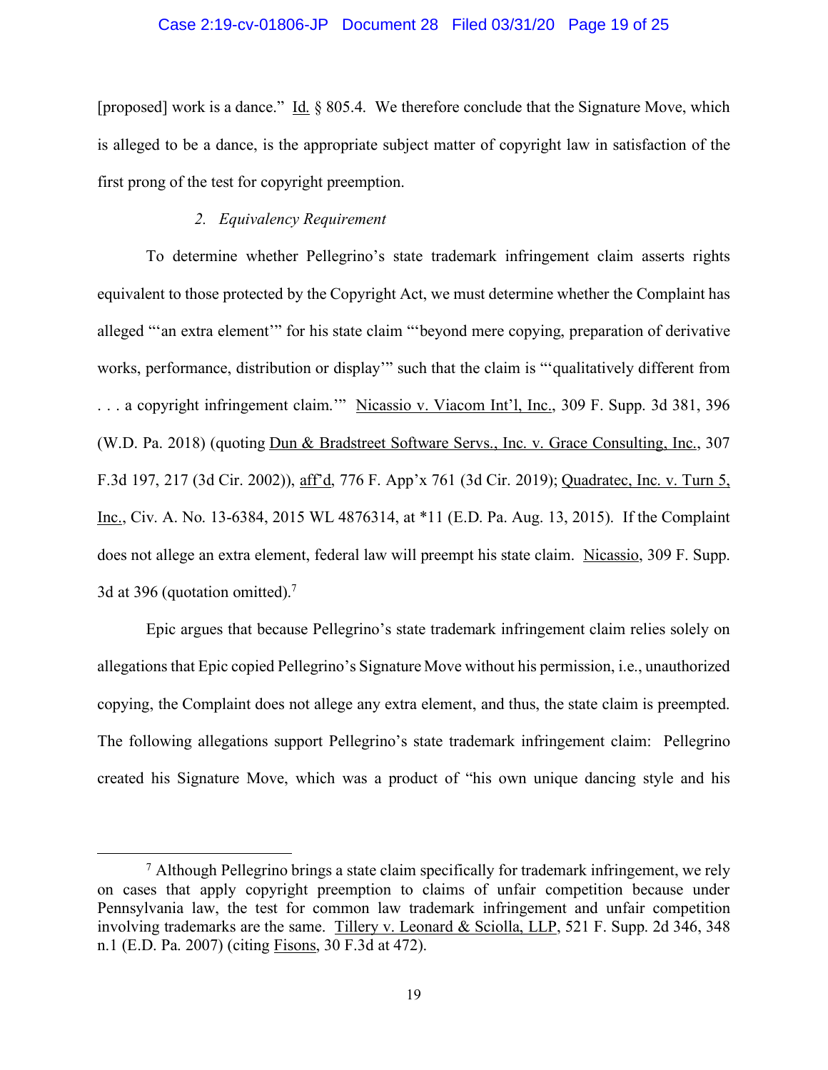[proposed] work is a dance." Id. § 805.4. We therefore conclude that the Signature Move, which is alleged to be a dance, is the appropriate subject matter of copyright law in satisfaction of the first prong of the test for copyright preemption.

### *2. Equivalency Requirement*

To determine whether Pellegrino's state trademark infringement claim asserts rights equivalent to those protected by the Copyright Act, we must determine whether the Complaint has alleged "'an extra element'" for his state claim "'beyond mere copying, preparation of derivative works, performance, distribution or display'" such that the claim is "'qualitatively different from . . . a copyright infringement claim.'" Nicassio v. Viacom Int'l, Inc., 309 F. Supp. 3d 381, 396 (W.D. Pa. 2018) (quoting Dun & Bradstreet Software Servs., Inc. v. Grace Consulting, Inc., 307 F.3d 197, 217 (3d Cir. 2002)), aff'd, 776 F. App'x 761 (3d Cir. 2019); Quadratec, Inc. v. Turn 5, Inc., Civ. A. No. 13-6384, 2015 WL 4876314, at *11 (E.D. Pa. Aug. 13, 2015). If the Complaint does not allege an extra element, federal law will preempt his state claim. Nicassio, 309 F. Supp. 3d at 396 (quotation omitted).[7]

Epic argues that because Pellegrino's state trademark infringement claim relies solely on allegations that Epic copied Pellegrino's Signature Move without his permission, i.e., unauthorized copying, the Complaint does not allege any extra element, and thus, the state claim is preempted. The following allegations support Pellegrino's state trademark infringement claim: Pellegrino created his Signature Move, which was a product of "his own unique dancing style and his

---

[7] Although Pellegrino brings a state claim specifically for trademark infringement, we rely on cases that apply copyright preemption to claims of unfair competition because under Pennsylvania law, the test for common law trademark infringement and unfair competition involving trademarks are the same. Tillery v. Leonard & Sciolla, LLP, 521 F. Supp. 2d 346, 348 n.1 (E.D. Pa. 2007) (citing Fisons, 30 F.3d at 472).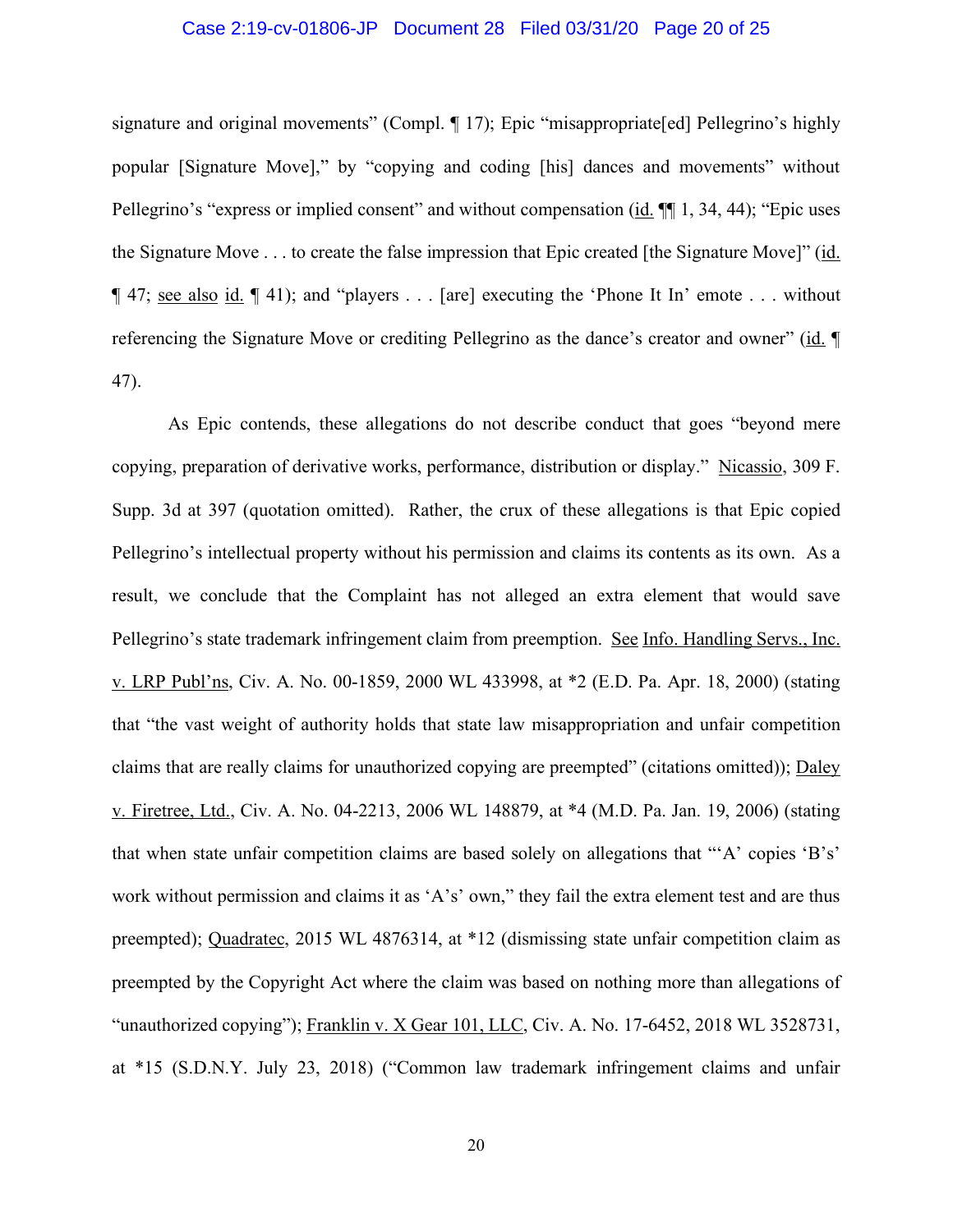signature and original movements" (Compl. ¶ 17); Epic "misappropriate[ed] Pellegrino's highly popular [Signature Move]," by "copying and coding [his] dances and movements" without Pellegrino's "express or implied consent" and without compensation (id. ¶¶ 1, 34, 44); "Epic uses the Signature Move . . . to create the false impression that Epic created [the Signature Move]" (id. ¶ 47; see also id. ¶ 41); and "players . . . [are] executing the 'Phone It In' emote . . . without referencing the Signature Move or crediting Pellegrino as the dance's creator and owner" (id. ¶ 47).

As Epic contends, these allegations do not describe conduct that goes "beyond mere copying, preparation of derivative works, performance, distribution or display." Nicassio, 309 F. Supp. 3d at 397 (quotation omitted). Rather, the crux of these allegations is that Epic copied Pellegrino's intellectual property without his permission and claims its contents as its own. As a result, we conclude that the Complaint has not alleged an extra element that would save Pellegrino's state trademark infringement claim from preemption. See Info. Handling Servs., Inc. v. LRP Publ'ns, Civ. A. No. 00-1859, 2000 WL 433998, at *2 (E.D. Pa. Apr. 18, 2000) (stating that "the vast weight of authority holds that state law misappropriation and unfair competition claims that are really claims for unauthorized copying are preempted" (citations omitted)); Daley v. Firetree, Ltd., Civ. A. No. 04-2213, 2006 WL 148879, at *4 (M.D. Pa. Jan. 19, 2006) (stating that when state unfair competition claims are based solely on allegations that "'A' copies 'B's' work without permission and claims it as 'A's' own," they fail the extra element test and are thus preempted); Quadratec, 2015 WL 4876314, at *12 (dismissing state unfair competition claim as preempted by the Copyright Act where the claim was based on nothing more than allegations of "unauthorized copying"); Franklin v. X Gear 101, LLC, Civ. A. No. 17-6452, 2018 WL 3528731, at *15 (S.D.N.Y. July 23, 2018) ("Common law trademark infringement claims and unfair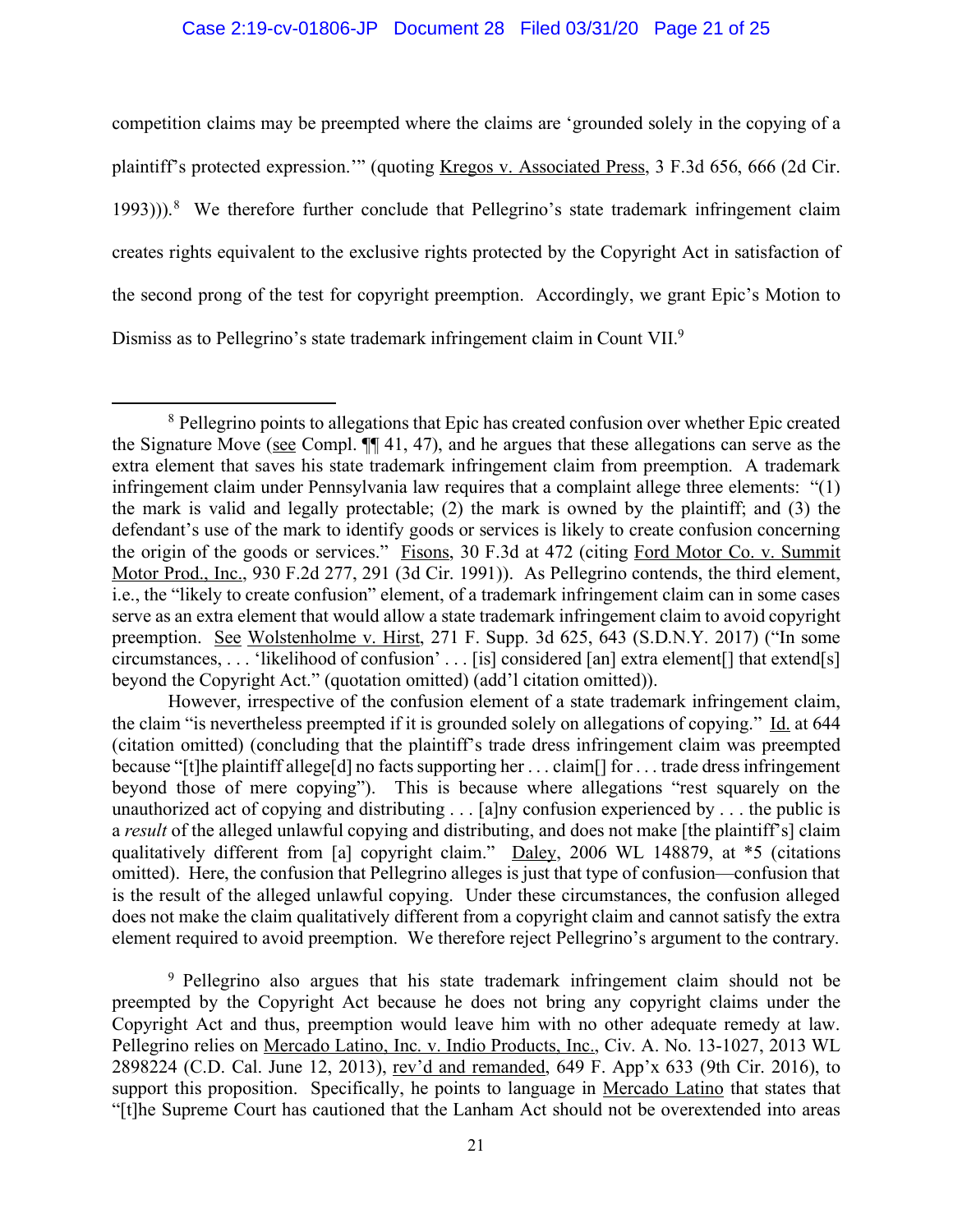competition claims may be preempted where the claims are 'grounded solely in the copying of a plaintiff's protected expression.'" (quoting Kregos v. Associated Press, 3 F.3d 656, 666 (2d Cir. 1993))).[8] We therefore further conclude that Pellegrino's state trademark infringement claim creates rights equivalent to the exclusive rights protected by the Copyright Act in satisfaction of the second prong of the test for copyright preemption. Accordingly, we grant Epic's Motion to Dismiss as to Pellegrino's state trademark infringement claim in Count VII.[9]

---

[8] Pellegrino points to allegations that Epic has created confusion over whether Epic created the Signature Move (see Compl. ¶¶ 41, 47), and he argues that these allegations can serve as the extra element that saves his state trademark infringement claim from preemption. A trademark infringement claim under Pennsylvania law requires that a complaint allege three elements: "(1) the mark is valid and legally protectable; (2) the mark is owned by the plaintiff; and (3) the defendant's use of the mark to identify goods or services is likely to create confusion concerning the origin of the goods or services." Fisons, 30 F.3d at 472 (citing Ford Motor Co. v. Summit Motor Prod., Inc., 930 F.2d 277, 291 (3d Cir. 1991)). As Pellegrino contends, the third element, i.e., the "likely to create confusion" element, of a trademark infringement claim can in some cases serve as an extra element that would allow a state trademark infringement claim to avoid copyright preemption. See Wolstenholme v. Hirst, 271 F. Supp. 3d 625, 643 (S.D.N.Y. 2017) ("In some circumstances, . . . 'likelihood of confusion' . . . [is] considered [an] extra element[] that extend[s] beyond the Copyright Act." (quotation omitted) (add'l citation omitted)).

However, irrespective of the confusion element of a state trademark infringement claim, the claim "is nevertheless preempted if it is grounded solely on allegations of copying." Id. at 644 (citation omitted) (concluding that the plaintiff's trade dress infringement claim was preempted because "[t]he plaintiff allege[d] no facts supporting her . . . claim[] for . . . trade dress infringement beyond those of mere copying"). This is because where allegations "rest squarely on the unauthorized act of copying and distributing . . . [a]ny confusion experienced by . . . the public is a *result* of the alleged unlawful copying and distributing, and does not make [the plaintiff's] claim qualitatively different from [a] copyright claim." Daley, 2006 WL 148879, at *5 (citations omitted). Here, the confusion that Pellegrino alleges is just that type of confusion—confusion that is the result of the alleged unlawful copying. Under these circumstances, the confusion alleged does not make the claim qualitatively different from a copyright claim and cannot satisfy the extra element required to avoid preemption. We therefore reject Pellegrino's argument to the contrary.

[9] Pellegrino also argues that his state trademark infringement claim should not be preempted by the Copyright Act because he does not bring any copyright claims under the Copyright Act and thus, preemption would leave him with no other adequate remedy at law. Pellegrino relies on Mercado Latino, Inc. v. Indio Products, Inc., Civ. A. No. 13-1027, 2013 WL 2898224 (C.D. Cal. June 12, 2013), rev'd and remanded, 649 F. App'x 633 (9th Cir. 2016), to support this proposition. Specifically, he points to language in Mercado Latino that states that "[t]he Supreme Court has cautioned that the Lanham Act should not be overextended into areas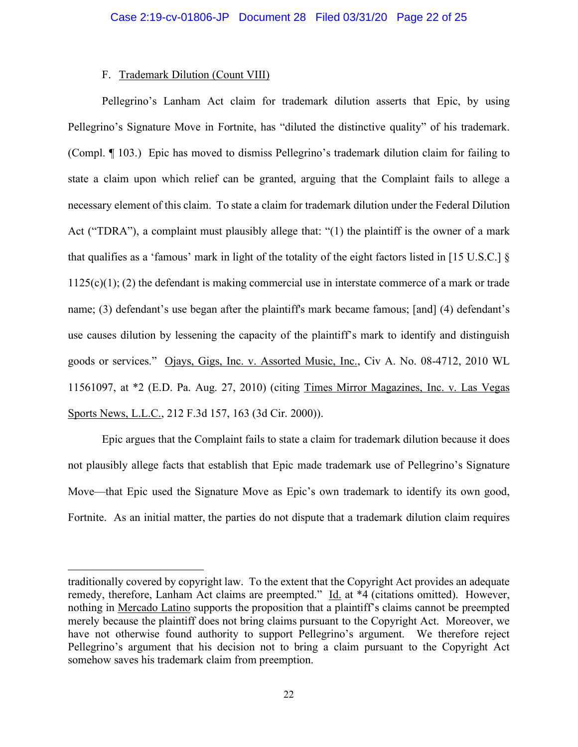### F. Trademark Dilution (Count VIII)

Pellegrino's Lanham Act claim for trademark dilution asserts that Epic, by using Pellegrino's Signature Move in Fortnite, has "diluted the distinctive quality" of his trademark. (Compl. ¶ 103.) Epic has moved to dismiss Pellegrino's trademark dilution claim for failing to state a claim upon which relief can be granted, arguing that the Complaint fails to allege a necessary element of this claim. To state a claim for trademark dilution under the Federal Dilution Act ("TDRA"), a complaint must plausibly allege that: "(1) the plaintiff is the owner of a mark that qualifies as a 'famous' mark in light of the totality of the eight factors listed in [15 U.S.C.] § 1125(c)(1); (2) the defendant is making commercial use in interstate commerce of a mark or trade name; (3) defendant's use began after the plaintiff's mark became famous; [and] (4) defendant's use causes dilution by lessening the capacity of the plaintiff's mark to identify and distinguish goods or services." Ojays, Gigs, Inc. v. Assorted Music, Inc., Civ A. No. 08-4712, 2010 WL 11561097, at *2 (E.D. Pa. Aug. 27, 2010) (citing Times Mirror Magazines, Inc. v. Las Vegas Sports News, L.L.C., 212 F.3d 157, 163 (3d Cir. 2000)).

Epic argues that the Complaint fails to state a claim for trademark dilution because it does not plausibly allege facts that establish that Epic made trademark use of Pellegrino's Signature Move—that Epic used the Signature Move as Epic's own trademark to identify its own good, Fortnite. As an initial matter, the parties do not dispute that a trademark dilution claim requires

---

traditionally covered by copyright law. To the extent that the Copyright Act provides an adequate remedy, therefore, Lanham Act claims are preempted." Id. at *4 (citations omitted). However, nothing in Mercado Latino supports the proposition that a plaintiff's claims cannot be preempted merely because the plaintiff does not bring claims pursuant to the Copyright Act. Moreover, we have not otherwise found authority to support Pellegrino's argument. We therefore reject Pellegrino's argument that his decision not to bring a claim pursuant to the Copyright Act somehow saves his trademark claim from preemption.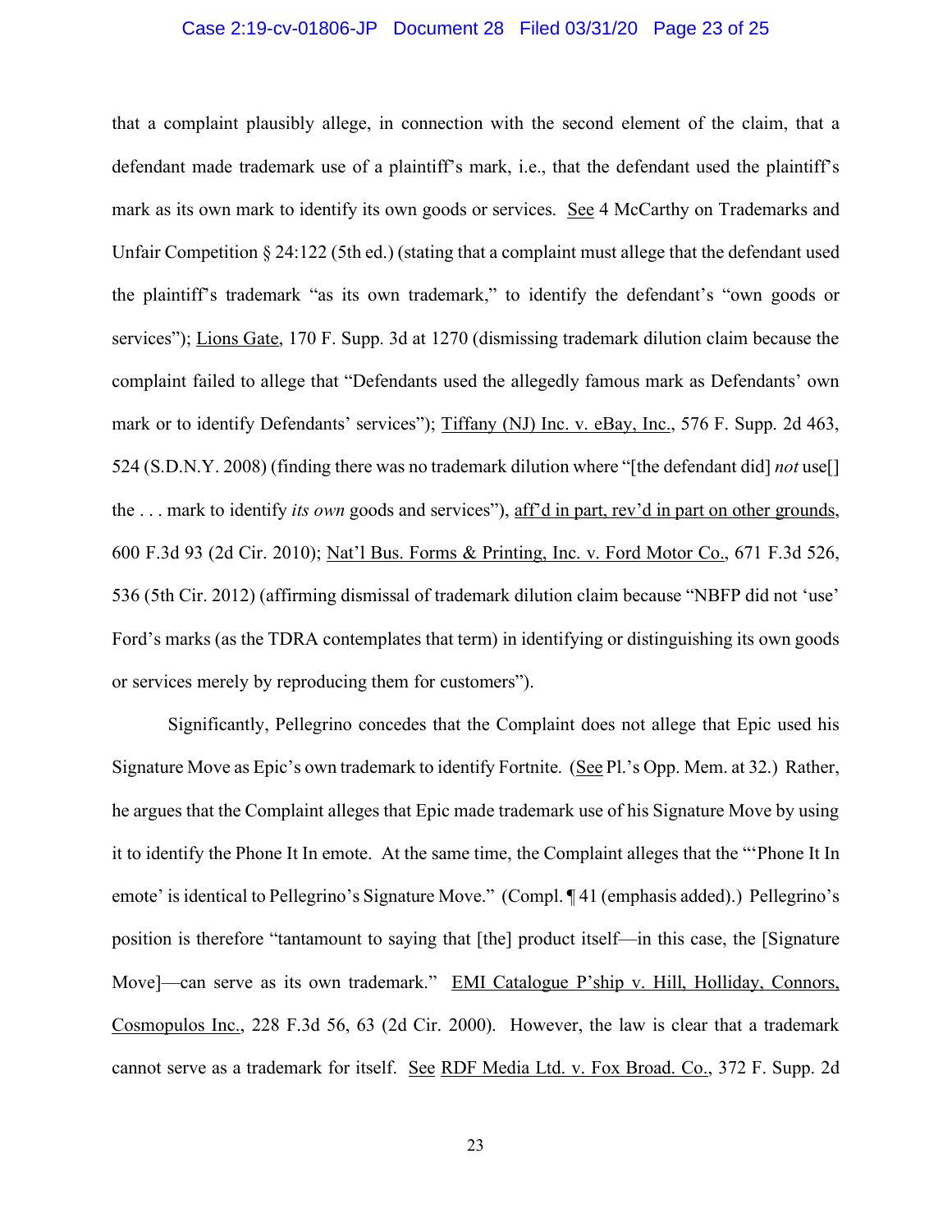that a complaint plausibly allege, in connection with the second element of the claim, that a defendant made trademark use of a plaintiff's mark, i.e., that the defendant used the plaintiff's mark as its own mark to identify its own goods or services. See 4 McCarthy on Trademarks and Unfair Competition § 24:122 (5th ed.) (stating that a complaint must allege that the defendant used the plaintiff's trademark "as its own trademark," to identify the defendant's "own goods or services"); Lions Gate, 170 F. Supp. 3d at 1270 (dismissing trademark dilution claim because the complaint failed to allege that "Defendants used the allegedly famous mark as Defendants' own mark or to identify Defendants' services"); Tiffany (NJ) Inc. v. eBay, Inc., 576 F. Supp. 2d 463, 524 (S.D.N.Y. 2008) (finding there was no trademark dilution where "[the defendant did] *not* use[] the . . . mark to identify *its own* goods and services"), aff'd in part, rev'd in part on other grounds, 600 F.3d 93 (2d Cir. 2010); Nat'l Bus. Forms & Printing, Inc. v. Ford Motor Co., 671 F.3d 526, 536 (5th Cir. 2012) (affirming dismissal of trademark dilution claim because "NBFP did not 'use' Ford's marks (as the TDRA contemplates that term) in identifying or distinguishing its own goods or services merely by reproducing them for customers").

Significantly, Pellegrino concedes that the Complaint does not allege that Epic used his Signature Move as Epic's own trademark to identify Fortnite. (See Pl.'s Opp. Mem. at 32.) Rather, he argues that the Complaint alleges that Epic made trademark use of his Signature Move by using it to identify the Phone It In emote. At the same time, the Complaint alleges that the "'Phone It In emote' is identical to Pellegrino's Signature Move." (Compl. ¶ 41 (emphasis added).) Pellegrino's position is therefore "tantamount to saying that [the] product itself—in this case, the [Signature Move]—can serve as its own trademark." EMI Catalogue P'ship v. Hill, Holliday, Connors, Cosmopulos Inc., 228 F.3d 56, 63 (2d Cir. 2000). However, the law is clear that a trademark cannot serve as a trademark for itself. See RDF Media Ltd. v. Fox Broad. Co., 372 F. Supp. 2d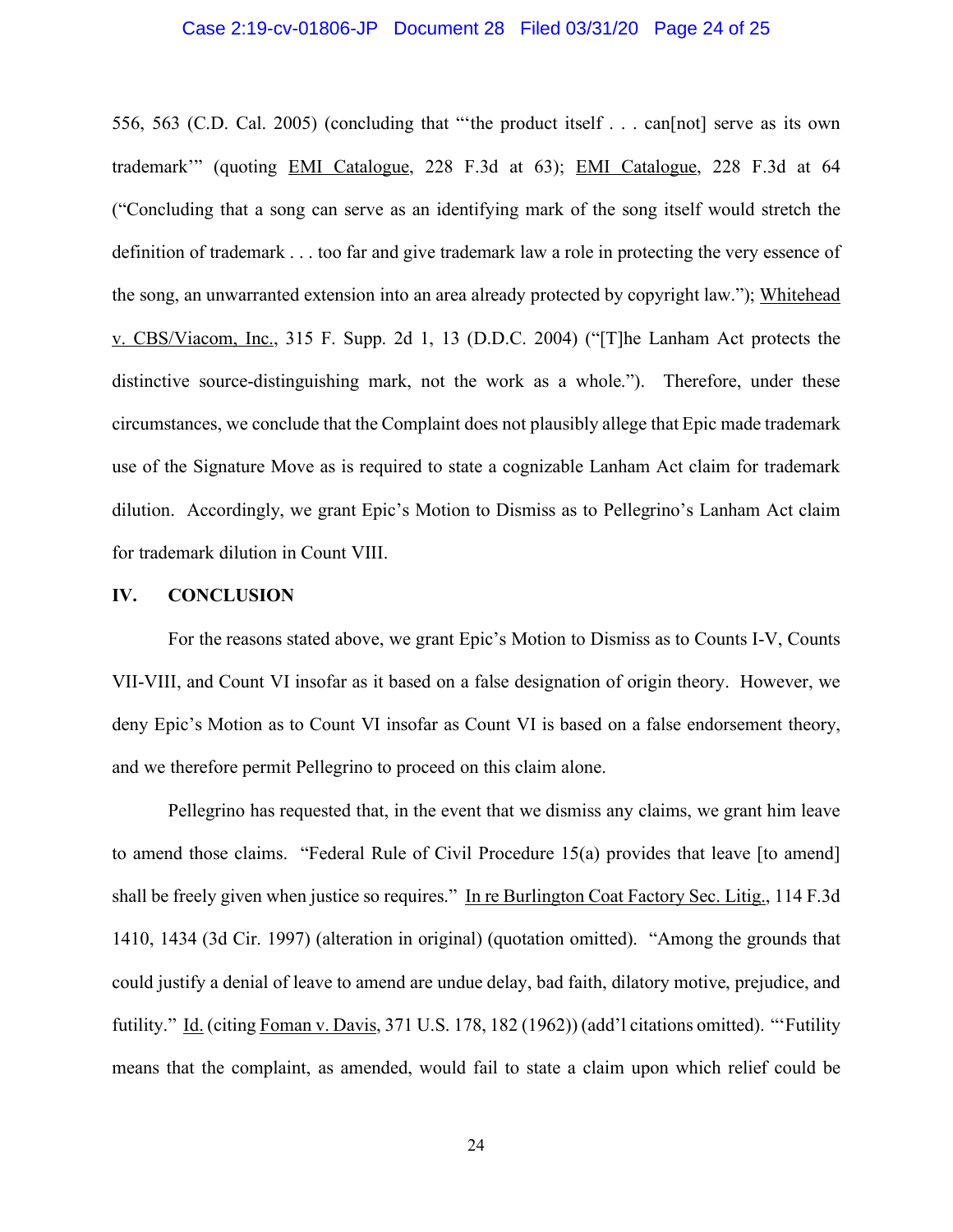556, 563 (C.D. Cal. 2005) (concluding that "'the product itself . . . can[not] serve as its own trademark'" (quoting EMI Catalogue, 228 F.3d at 63); EMI Catalogue, 228 F.3d at 64 ("Concluding that a song can serve as an identifying mark of the song itself would stretch the definition of trademark . . . too far and give trademark law a role in protecting the very essence of the song, an unwarranted extension into an area already protected by copyright law."); Whitehead v. CBS/Viacom, Inc., 315 F. Supp. 2d 1, 13 (D.D.C. 2004) ("[T]he Lanham Act protects the distinctive source-distinguishing mark, not the work as a whole."). Therefore, under these circumstances, we conclude that the Complaint does not plausibly allege that Epic made trademark use of the Signature Move as is required to state a cognizable Lanham Act claim for trademark dilution. Accordingly, we grant Epic's Motion to Dismiss as to Pellegrino's Lanham Act claim for trademark dilution in Count VIII.

## IV. CONCLUSION

For the reasons stated above, we grant Epic's Motion to Dismiss as to Counts I-V, Counts VII-VIII, and Count VI insofar as it based on a false designation of origin theory. However, we deny Epic's Motion as to Count VI insofar as Count VI is based on a false endorsement theory, and we therefore permit Pellegrino to proceed on this claim alone.

Pellegrino has requested that, in the event that we dismiss any claims, we grant him leave to amend those claims. "Federal Rule of Civil Procedure 15(a) provides that leave [to amend] shall be freely given when justice so requires." In re Burlington Coat Factory Sec. Litig., 114 F.3d 1410, 1434 (3d Cir. 1997) (alteration in original) (quotation omitted). "Among the grounds that could justify a denial of leave to amend are undue delay, bad faith, dilatory motive, prejudice, and futility." Id. (citing Foman v. Davis, 371 U.S. 178, 182 (1962)) (add'l citations omitted). "'Futility means that the complaint, as amended, would fail to state a claim upon which relief could be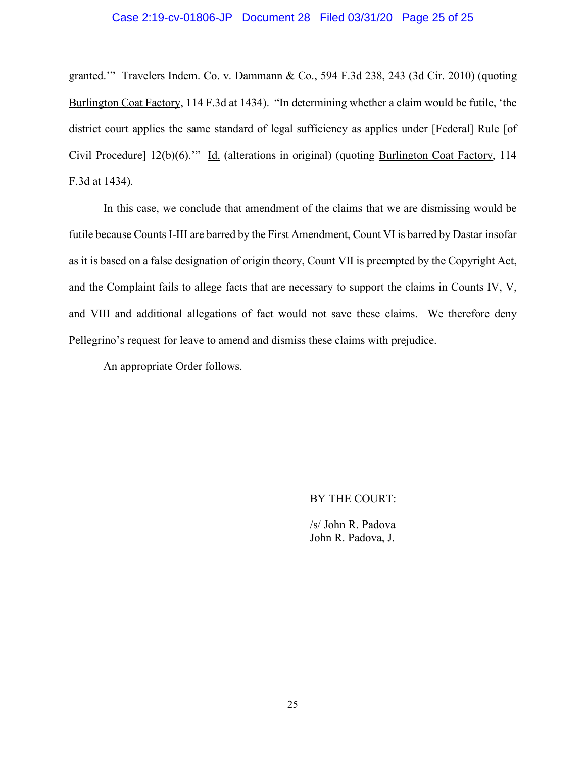granted.'" Travelers Indem. Co. v. Dammann & Co., 594 F.3d 238, 243 (3d Cir. 2010) (quoting Burlington Coat Factory, 114 F.3d at 1434). "In determining whether a claim would be futile, 'the district court applies the same standard of legal sufficiency as applies under [Federal] Rule [of Civil Procedure] 12(b)(6).'" Id. (alterations in original) (quoting Burlington Coat Factory, 114 F.3d at 1434).

In this case, we conclude that amendment of the claims that we are dismissing would be futile because Counts I-III are barred by the First Amendment, Count VI is barred by Dastar insofar as it is based on a false designation of origin theory, Count VII is preempted by the Copyright Act, and the Complaint fails to allege facts that are necessary to support the claims in Counts IV, V, and VIII and additional allegations of fact would not save these claims. We therefore deny Pellegrino's request for leave to amend and dismiss these claims with prejudice.

An appropriate Order follows.

BY THE COURT:

/s/ John R. Padova
John R. Padova, J.